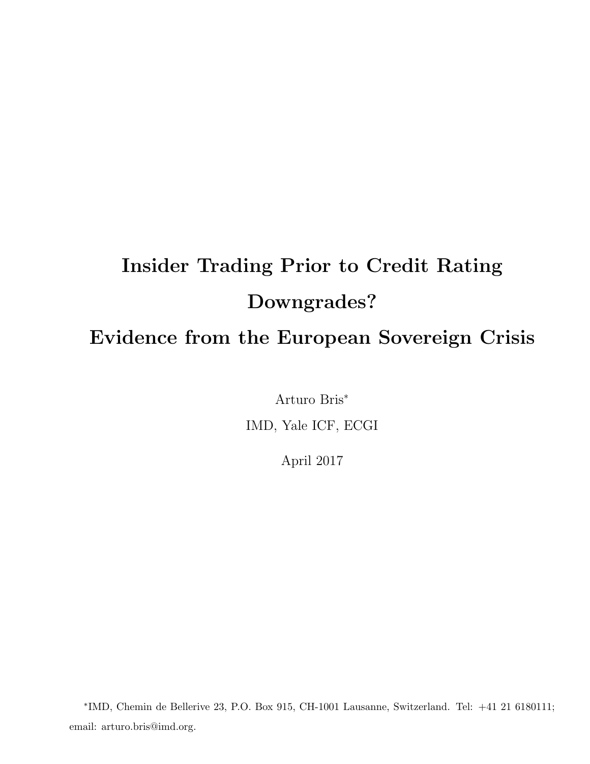# Insider Trading Prior to Credit Rating Downgrades? Evidence from the European Sovereign Crisis

Arturo Bris*

IMD, Yale ICF, ECGI

April 2017

*IMD, Chemin de Bellerive 23, P.O. Box 915, CH-1001 Lausanne, Switzerland. Tel: +41 21 6180111; email: arturo.bris@imd.org.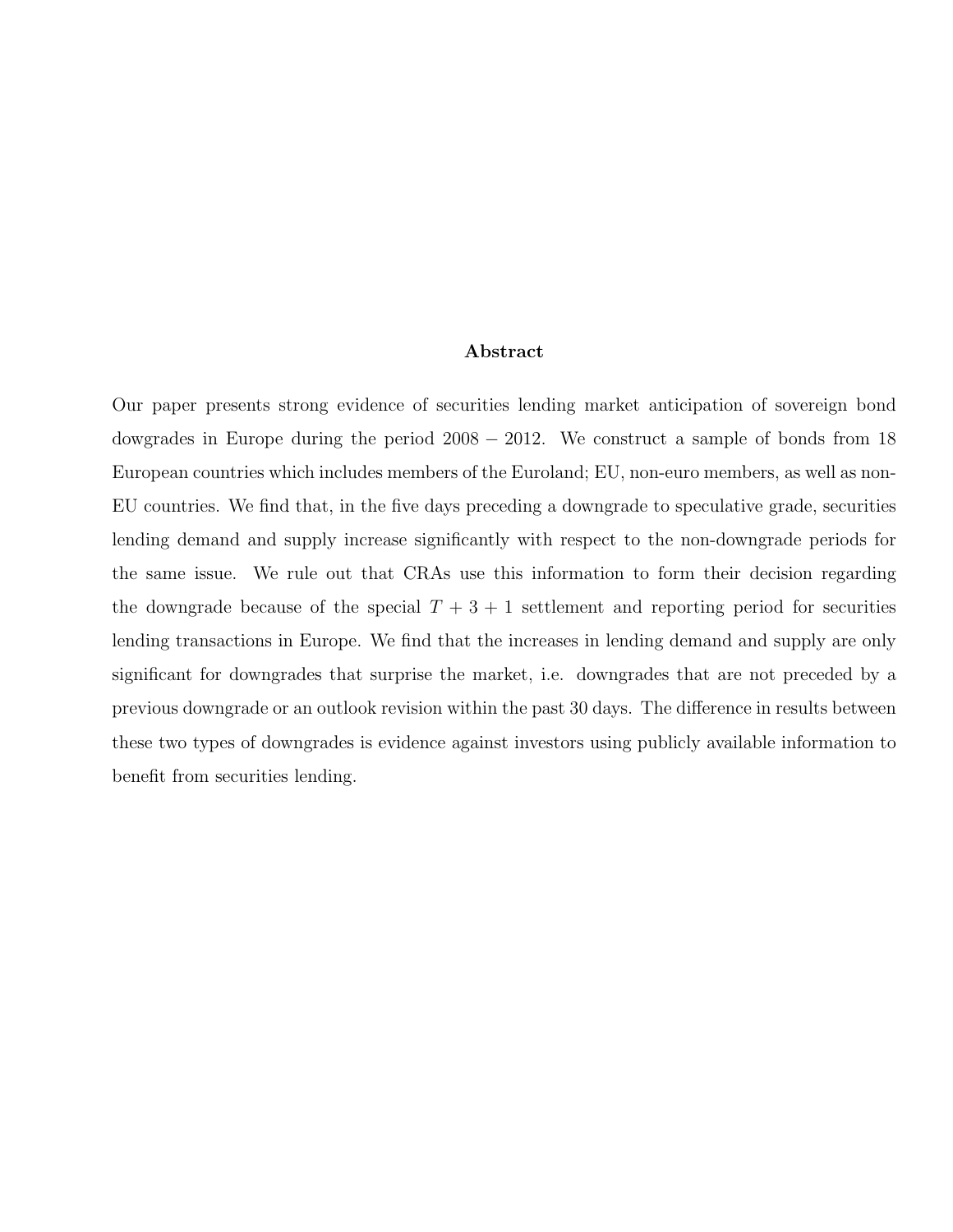### Abstract

Our paper presents strong evidence of securities lending market anticipation of sovereign bond dowgrades in Europe during the period $2008 - 2012$. We construct a sample of bonds from 18 European countries which includes members of the Euroland; EU, non-euro members, as well as non-EU countries. We find that, in the five days preceding a downgrade to speculative grade, securities lending demand and supply increase significantly with respect to the non-downgrade periods for the same issue. We rule out that CRAs use this information to form their decision regarding the downgrade because of the special $T + 3 + 1$ settlement and reporting period for securities lending transactions in Europe. We find that the increases in lending demand and supply are only significant for downgrades that surprise the market, i.e. downgrades that are not preceded by a previous downgrade or an outlook revision within the past 30 days. The difference in results between these two types of downgrades is evidence against investors using publicly available information to benefit from securities lending.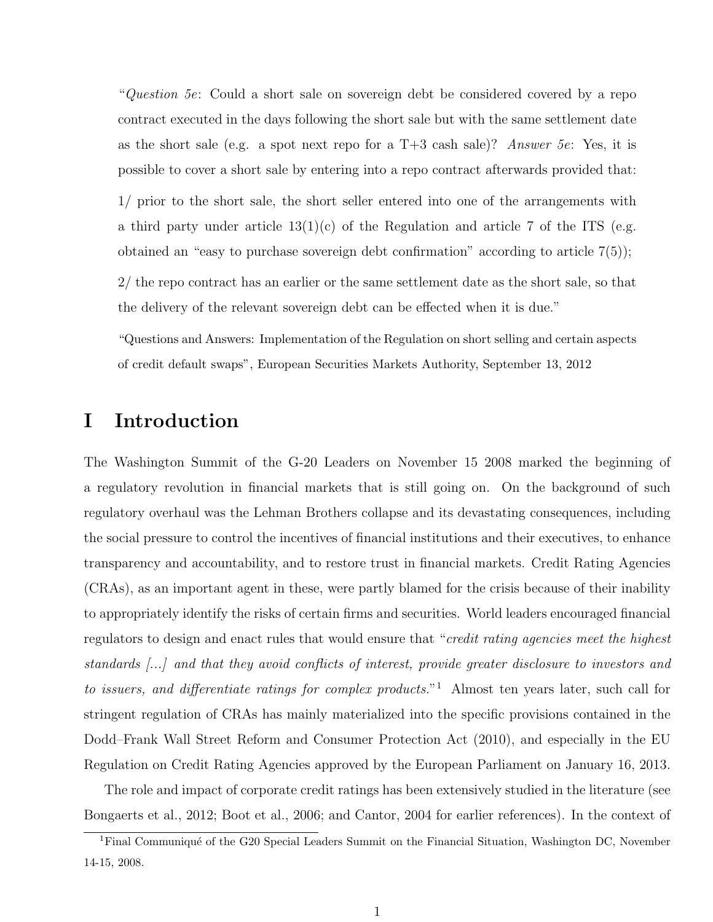"*Question 5e*: Could a short sale on sovereign debt be considered covered by a repo contract executed in the days following the short sale but with the same settlement date as the short sale (e.g. a spot next repo for a T+3 cash sale)? *Answer 5e*: Yes, it is possible to cover a short sale by entering into a repo contract afterwards provided that:

1/ prior to the short sale, the short seller entered into one of the arrangements with a third party under article 13(1)(c) of the Regulation and article 7 of the ITS (e.g. obtained an "easy to purchase sovereign debt confirmation" according to article 7(5));

2/ the repo contract has an earlier or the same settlement date as the short sale, so that the delivery of the relevant sovereign debt can be effected when it is due."

"Questions and Answers: Implementation of the Regulation on short selling and certain aspects of credit default swaps", European Securities Markets Authority, September 13, 2012

# I Introduction

The Washington Summit of the G-20 Leaders on November 15 2008 marked the beginning of a regulatory revolution in financial markets that is still going on. On the background of such regulatory overhaul was the Lehman Brothers collapse and its devastating consequences, including the social pressure to control the incentives of financial institutions and their executives, to enhance transparency and accountability, and to restore trust in financial markets. Credit Rating Agencies (CRAs), as an important agent in these, were partly blamed for the crisis because of their inability to appropriately identify the risks of certain firms and securities. World leaders encouraged financial regulators to design and enact rules that would ensure that "*credit rating agencies meet the highest standards [...] and that they avoid conflicts of interest, provide greater disclosure to investors and to issuers, and differentiate ratings for complex products.*"[1] Almost ten years later, such call for stringent regulation of CRAs has mainly materialized into the specific provisions contained in the Dodd–Frank Wall Street Reform and Consumer Protection Act (2010), and especially in the EU Regulation on Credit Rating Agencies approved by the European Parliament on January 16, 2013.

The role and impact of corporate credit ratings has been extensively studied in the literature (see Bongaerts et al., 2012; Boot et al., 2006; and Cantor, 2004 for earlier references). In the context of

[1] Final Communiqué of the G20 Special Leaders Summit on the Financial Situation, Washington DC, November 14-15, 2008.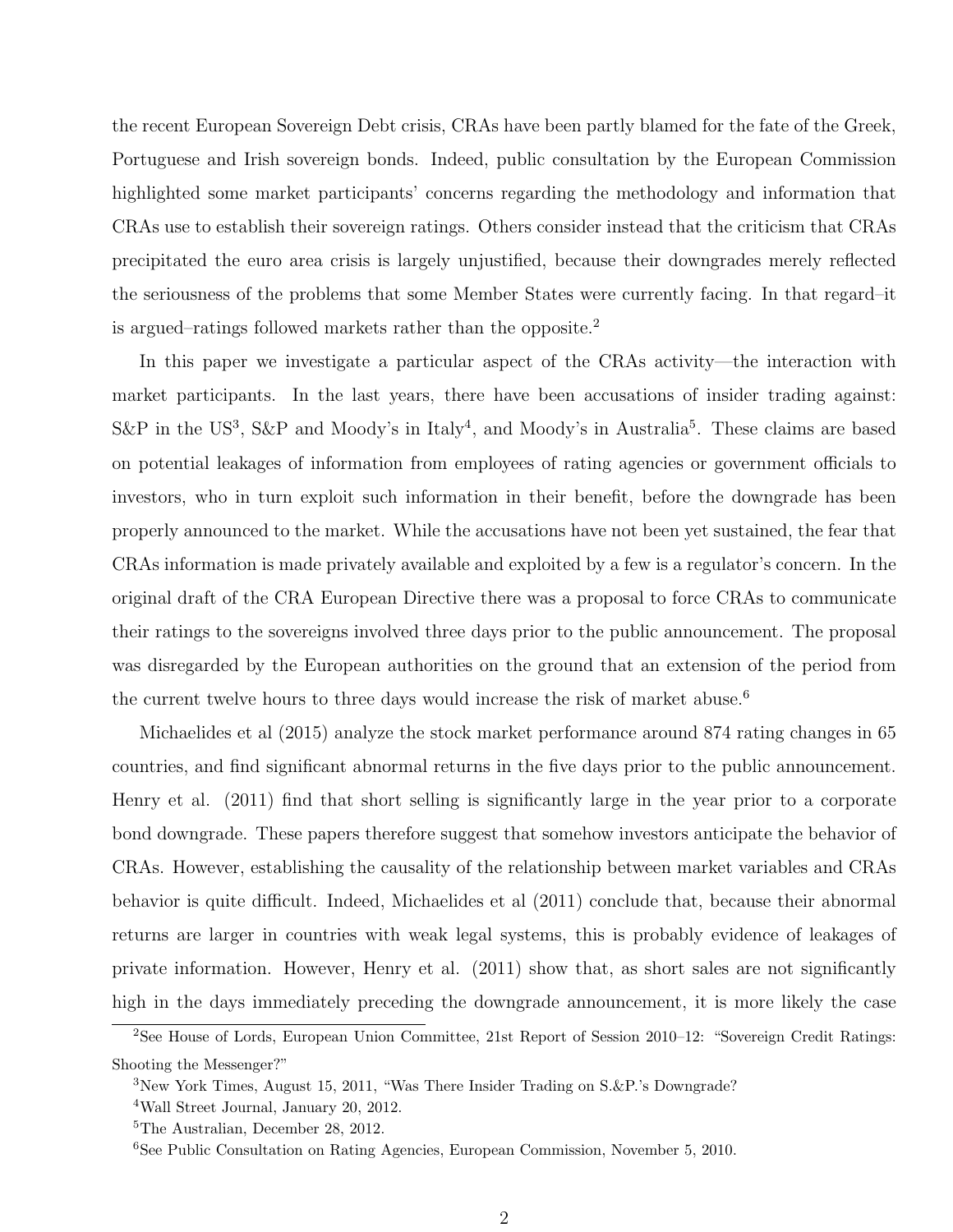the recent European Sovereign Debt crisis, CRAs have been partly blamed for the fate of the Greek, Portuguese and Irish sovereign bonds. Indeed, public consultation by the European Commission highlighted some market participants' concerns regarding the methodology and information that CRAs use to establish their sovereign ratings. Others consider instead that the criticism that CRAs precipitated the euro area crisis is largely unjustified, because their downgrades merely reflected the seriousness of the problems that some Member States were currently facing. In that regard–it is argued–ratings followed markets rather than the opposite.[2]

In this paper we investigate a particular aspect of the CRAs activity—the interaction with market participants. In the last years, there have been accusations of insider trading against: S&P in the US[3], S&P and Moody's in Italy[4], and Moody's in Australia[5]. These claims are based on potential leakages of information from employees of rating agencies or government officials to investors, who in turn exploit such information in their benefit, before the downgrade has been properly announced to the market. While the accusations have not been yet sustained, the fear that CRAs information is made privately available and exploited by a few is a regulator's concern. In the original draft of the CRA European Directive there was a proposal to force CRAs to communicate their ratings to the sovereigns involved three days prior to the public announcement. The proposal was disregarded by the European authorities on the ground that an extension of the period from the current twelve hours to three days would increase the risk of market abuse.[6]

Michaelides et al (2015) analyze the stock market performance around 874 rating changes in 65 countries, and find significant abnormal returns in the five days prior to the public announcement. Henry et al. (2011) find that short selling is significantly large in the year prior to a corporate bond downgrade. These papers therefore suggest that somehow investors anticipate the behavior of CRAs. However, establishing the causality of the relationship between market variables and CRAs behavior is quite difficult. Indeed, Michaelides et al (2011) conclude that, because their abnormal returns are larger in countries with weak legal systems, this is probably evidence of leakages of private information. However, Henry et al. (2011) show that, as short sales are not significantly high in the days immediately preceding the downgrade announcement, it is more likely the case

[2] See House of Lords, European Union Committee, 21st Report of Session 2010–12: "Sovereign Credit Ratings: Shooting the Messenger?"

[3] New York Times, August 15, 2011, "Was There Insider Trading on S.&P.'s Downgrade?

[4] Wall Street Journal, January 20, 2012.

[5] The Australian, December 28, 2012.

[6] See Public Consultation on Rating Agencies, European Commission, November 5, 2010.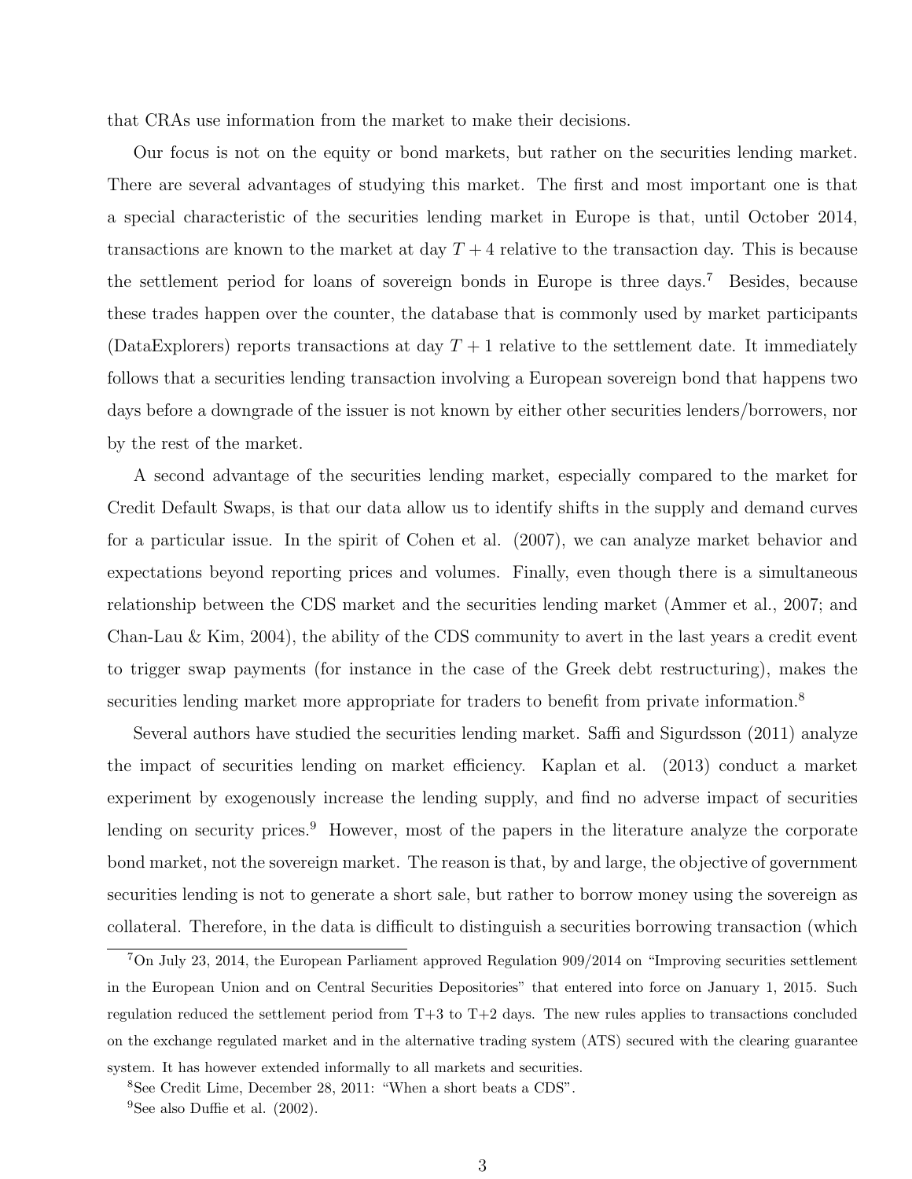that CRAs use information from the market to make their decisions.

Our focus is not on the equity or bond markets, but rather on the securities lending market. There are several advantages of studying this market. The first and most important one is that a special characteristic of the securities lending market in Europe is that, until October 2014, transactions are known to the market at day $T+4$ relative to the transaction day. This is because the settlement period for loans of sovereign bonds in Europe is three days.[7] Besides, because these trades happen over the counter, the database that is commonly used by market participants (DataExplorers) reports transactions at day $T+1$ relative to the settlement date. It immediately follows that a securities lending transaction involving a European sovereign bond that happens two days before a downgrade of the issuer is not known by either other securities lenders/borrowers, nor by the rest of the market.

A second advantage of the securities lending market, especially compared to the market for Credit Default Swaps, is that our data allow us to identify shifts in the supply and demand curves for a particular issue. In the spirit of Cohen et al. (2007), we can analyze market behavior and expectations beyond reporting prices and volumes. Finally, even though there is a simultaneous relationship between the CDS market and the securities lending market (Ammer et al., 2007; and Chan-Lau & Kim, 2004), the ability of the CDS community to avert in the last years a credit event to trigger swap payments (for instance in the case of the Greek debt restructuring), makes the securities lending market more appropriate for traders to benefit from private information.[8]

Several authors have studied the securities lending market. Saffi and Sigurdsson (2011) analyze the impact of securities lending on market efficiency. Kaplan et al. (2013) conduct a market experiment by exogenously increase the lending supply, and find no adverse impact of securities lending on security prices.[9] However, most of the papers in the literature analyze the corporate bond market, not the sovereign market. The reason is that, by and large, the objective of government securities lending is not to generate a short sale, but rather to borrow money using the sovereign as collateral. Therefore, in the data is difficult to distinguish a securities borrowing transaction (which

[7] On July 23, 2014, the European Parliament approved Regulation 909/2014 on "Improving securities settlement in the European Union and on Central Securities Depositories" that entered into force on January 1, 2015. Such regulation reduced the settlement period from T+3 to T+2 days. The new rules applies to transactions concluded on the exchange regulated market and in the alternative trading system (ATS) secured with the clearing guarantee system. It has however extended informally to all markets and securities.

[8] See Credit Lime, December 28, 2011: "When a short beats a CDS".

[9] See also Duffie et al. (2002).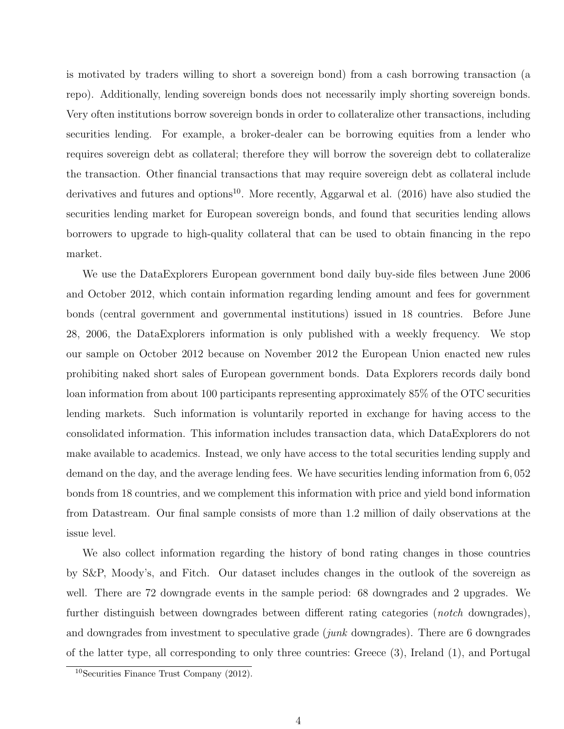is motivated by traders willing to short a sovereign bond) from a cash borrowing transaction (a repo). Additionally, lending sovereign bonds does not necessarily imply shorting sovereign bonds. Very often institutions borrow sovereign bonds in order to collateralize other transactions, including securities lending. For example, a broker-dealer can be borrowing equities from a lender who requires sovereign debt as collateral; therefore they will borrow the sovereign debt to collateralize the transaction. Other financial transactions that may require sovereign debt as collateral include derivatives and futures and options[10]. More recently, Aggarwal et al. (2016) have also studied the securities lending market for European sovereign bonds, and found that securities lending allows borrowers to upgrade to high-quality collateral that can be used to obtain financing in the repo market.

We use the DataExplorers European government bond daily buy-side files between June 2006 and October 2012, which contain information regarding lending amount and fees for government bonds (central government and governmental institutions) issued in 18 countries. Before June 28, 2006, the DataExplorers information is only published with a weekly frequency. We stop our sample on October 2012 because on November 2012 the European Union enacted new rules prohibiting naked short sales of European government bonds. Data Explorers records daily bond loan information from about 100 participants representing approximately 85% of the OTC securities lending markets. Such information is voluntarily reported in exchange for having access to the consolidated information. This information includes transaction data, which DataExplorers do not make available to academics. Instead, we only have access to the total securities lending supply and demand on the day, and the average lending fees. We have securities lending information from 6,052 bonds from 18 countries, and we complement this information with price and yield bond information from Datastream. Our final sample consists of more than 1.2 million of daily observations at the issue level.

We also collect information regarding the history of bond rating changes in those countries by S&P, Moody's, and Fitch. Our dataset includes changes in the outlook of the sovereign as well. There are 72 downgrade events in the sample period: 68 downgrades and 2 upgrades. We further distinguish between downgrades between different rating categories (*notch* downgrades), and downgrades from investment to speculative grade (*junk* downgrades). There are 6 downgrades of the latter type, all corresponding to only three countries: Greece (3), Ireland (1), and Portugal

[10] Securities Finance Trust Company (2012).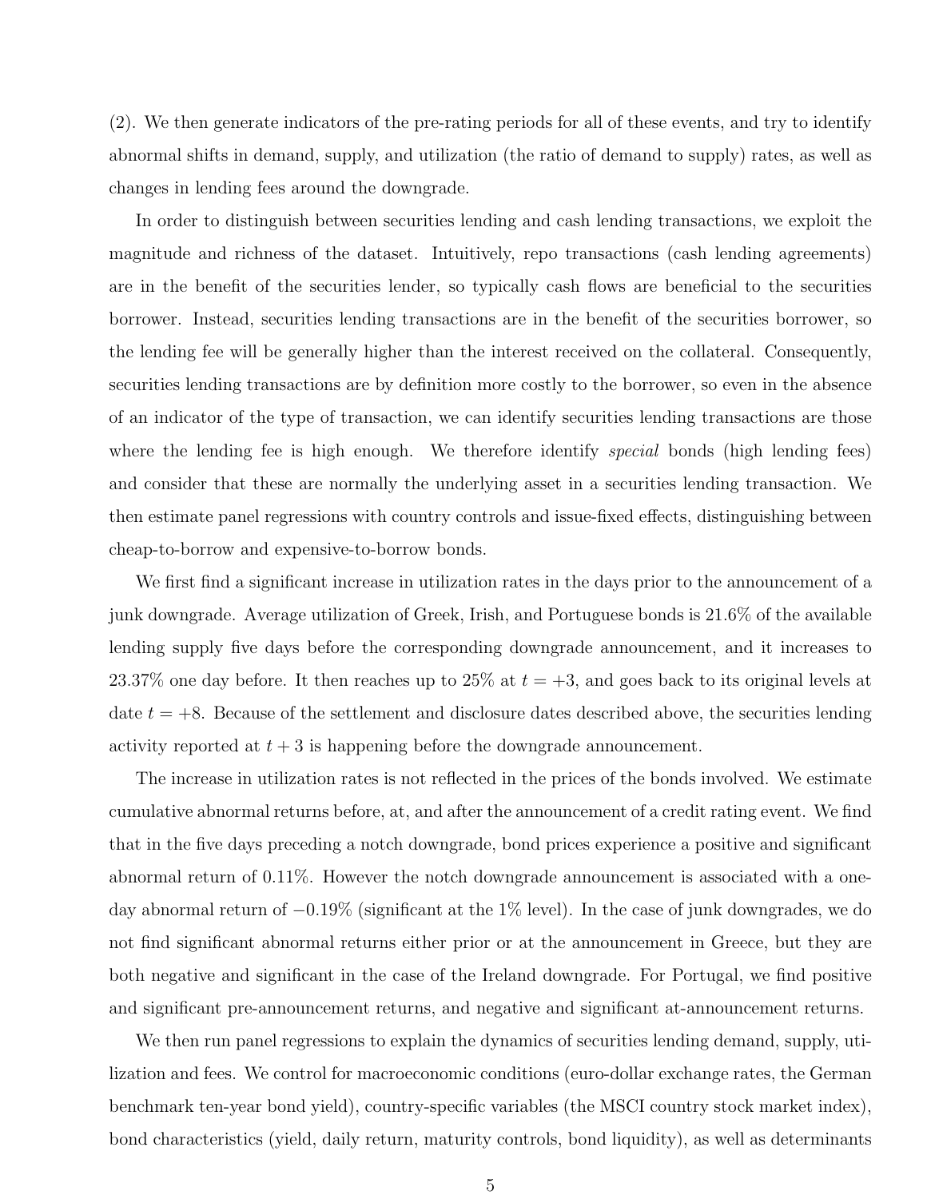(2). We then generate indicators of the pre-rating periods for all of these events, and try to identify abnormal shifts in demand, supply, and utilization (the ratio of demand to supply) rates, as well as changes in lending fees around the downgrade.

In order to distinguish between securities lending and cash lending transactions, we exploit the magnitude and richness of the dataset. Intuitively, repo transactions (cash lending agreements) are in the benefit of the securities lender, so typically cash flows are beneficial to the securities borrower. Instead, securities lending transactions are in the benefit of the securities borrower, so the lending fee will be generally higher than the interest received on the collateral. Consequently, securities lending transactions are by definition more costly to the borrower, so even in the absence of an indicator of the type of transaction, we can identify securities lending transactions are those where the lending fee is high enough. We therefore identify *special* bonds (high lending fees) and consider that these are normally the underlying asset in a securities lending transaction. We then estimate panel regressions with country controls and issue-fixed effects, distinguishing between cheap-to-borrow and expensive-to-borrow bonds.

We first find a significant increase in utilization rates in the days prior to the announcement of a junk downgrade. Average utilization of Greek, Irish, and Portuguese bonds is 21.6% of the available lending supply five days before the corresponding downgrade announcement, and it increases to 23.37% one day before. It then reaches up to 25% at $t = +3$, and goes back to its original levels at date $t = +8$. Because of the settlement and disclosure dates described above, the securities lending activity reported at $t + 3$ is happening before the downgrade announcement.

The increase in utilization rates is not reflected in the prices of the bonds involved. We estimate cumulative abnormal returns before, at, and after the announcement of a credit rating event. We find that in the five days preceding a notch downgrade, bond prices experience a positive and significant abnormal return of 0.11%. However the notch downgrade announcement is associated with a one-day abnormal return of $-0.19\%$ (significant at the 1% level). In the case of junk downgrades, we do not find significant abnormal returns either prior or at the announcement in Greece, but they are both negative and significant in the case of the Ireland downgrade. For Portugal, we find positive and significant pre-announcement returns, and negative and significant at-announcement returns.

We then run panel regressions to explain the dynamics of securities lending demand, supply, utilization and fees. We control for macroeconomic conditions (euro-dollar exchange rates, the German benchmark ten-year bond yield), country-specific variables (the MSCI country stock market index), bond characteristics (yield, daily return, maturity controls, bond liquidity), as well as determinants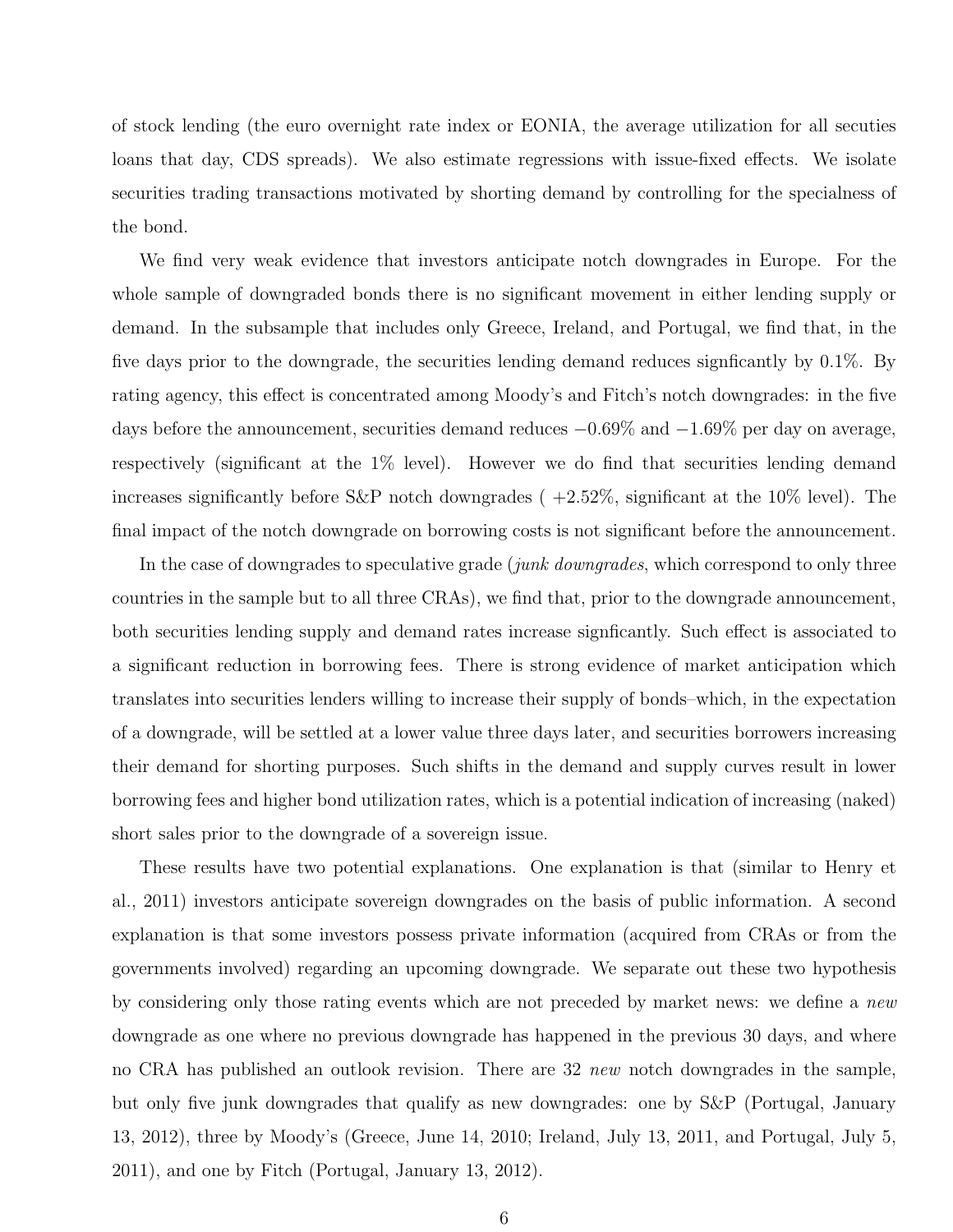of stock lending (the euro overnight rate index or EONIA, the average utilization for all secuties loans that day, CDS spreads). We also estimate regressions with issue-fixed effects. We isolate securities trading transactions motivated by shorting demand by controlling for the specialness of the bond.

We find very weak evidence that investors anticipate notch downgrades in Europe. For the whole sample of downgraded bonds there is no significant movement in either lending supply or demand. In the subsample that includes only Greece, Ireland, and Portugal, we find that, in the five days prior to the downgrade, the securities lending demand reduces signficantly by 0.1%. By rating agency, this effect is concentrated among Moody's and Fitch's notch downgrades: in the five days before the announcement, securities demand reduces $-0.69\%$ and $-1.69\%$ per day on average, respectively (significant at the 1% level). However we do find that securities lending demand increases significantly before S&P notch downgrades ( $+2.52\%$, significant at the 10% level). The final impact of the notch downgrade on borrowing costs is not significant before the announcement.

In the case of downgrades to speculative grade (*junk downgrades*, which correspond to only three countries in the sample but to all three CRAs), we find that, prior to the downgrade announcement, both securities lending supply and demand rates increase signficantly. Such effect is associated to a significant reduction in borrowing fees. There is strong evidence of market anticipation which translates into securities lenders willing to increase their supply of bonds–which, in the expectation of a downgrade, will be settled at a lower value three days later, and securities borrowers increasing their demand for shorting purposes. Such shifts in the demand and supply curves result in lower borrowing fees and higher bond utilization rates, which is a potential indication of increasing (naked) short sales prior to the downgrade of a sovereign issue.

These results have two potential explanations. One explanation is that (similar to Henry et al., 2011) investors anticipate sovereign downgrades on the basis of public information. A second explanation is that some investors possess private information (acquired from CRAs or from the governments involved) regarding an upcoming downgrade. We separate out these two hypothesis by considering only those rating events which are not preceded by market news: we define a *new* downgrade as one where no previous downgrade has happened in the previous 30 days, and where no CRA has published an outlook revision. There are 32 *new* notch downgrades in the sample, but only five junk downgrades that qualify as new downgrades: one by S&P (Portugal, January 13, 2012), three by Moody's (Greece, June 14, 2010; Ireland, July 13, 2011, and Portugal, July 5, 2011), and one by Fitch (Portugal, January 13, 2012).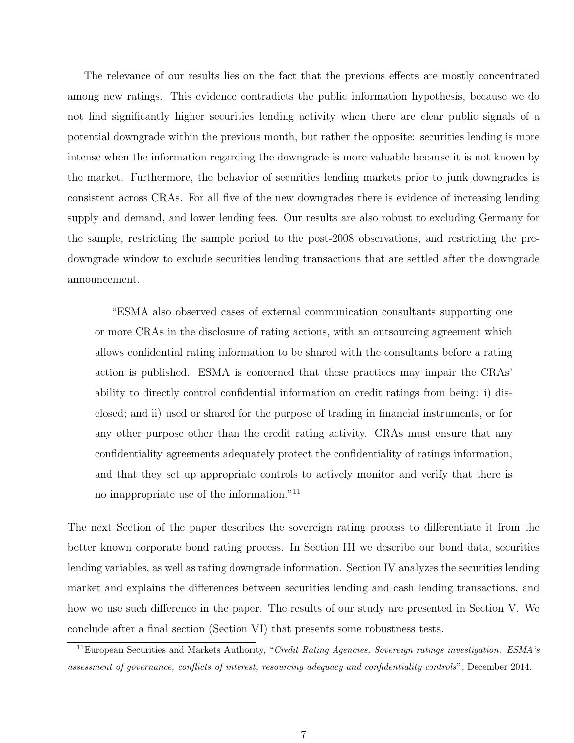The relevance of our results lies on the fact that the previous effects are mostly concentrated among new ratings. This evidence contradicts the public information hypothesis, because we do not find significantly higher securities lending activity when there are clear public signals of a potential downgrade within the previous month, but rather the opposite: securities lending is more intense when the information regarding the downgrade is more valuable because it is not known by the market. Furthermore, the behavior of securities lending markets prior to junk downgrades is consistent across CRAs. For all five of the new downgrades there is evidence of increasing lending supply and demand, and lower lending fees. Our results are also robust to excluding Germany for the sample, restricting the sample period to the post-2008 observations, and restricting the pre-downgrade window to exclude securities lending transactions that are settled after the downgrade announcement.

> "ESMA also observed cases of external communication consultants supporting one or more CRAs in the disclosure of rating actions, with an outsourcing agreement which allows confidential rating information to be shared with the consultants before a rating action is published. ESMA is concerned that these practices may impair the CRAs' ability to directly control confidential information on credit ratings from being: i) disclosed; and ii) used or shared for the purpose of trading in financial instruments, or for any other purpose other than the credit rating activity. CRAs must ensure that any confidentiality agreements adequately protect the confidentiality of ratings information, and that they set up appropriate controls to actively monitor and verify that there is no inappropriate use of the information."[11]

The next Section of the paper describes the sovereign rating process to differentiate it from the better known corporate bond rating process. In Section III we describe our bond data, securities lending variables, as well as rating downgrade information. Section IV analyzes the securities lending market and explains the differences between securities lending and cash lending transactions, and how we use such difference in the paper. The results of our study are presented in Section V. We conclude after a final section (Section VI) that presents some robustness tests.

[11] European Securities and Markets Authority, "*Credit Rating Agencies, Sovereign ratings investigation. ESMA's assessment of governance, conflicts of interest, resourcing adequacy and confidentiality controls*", December 2014.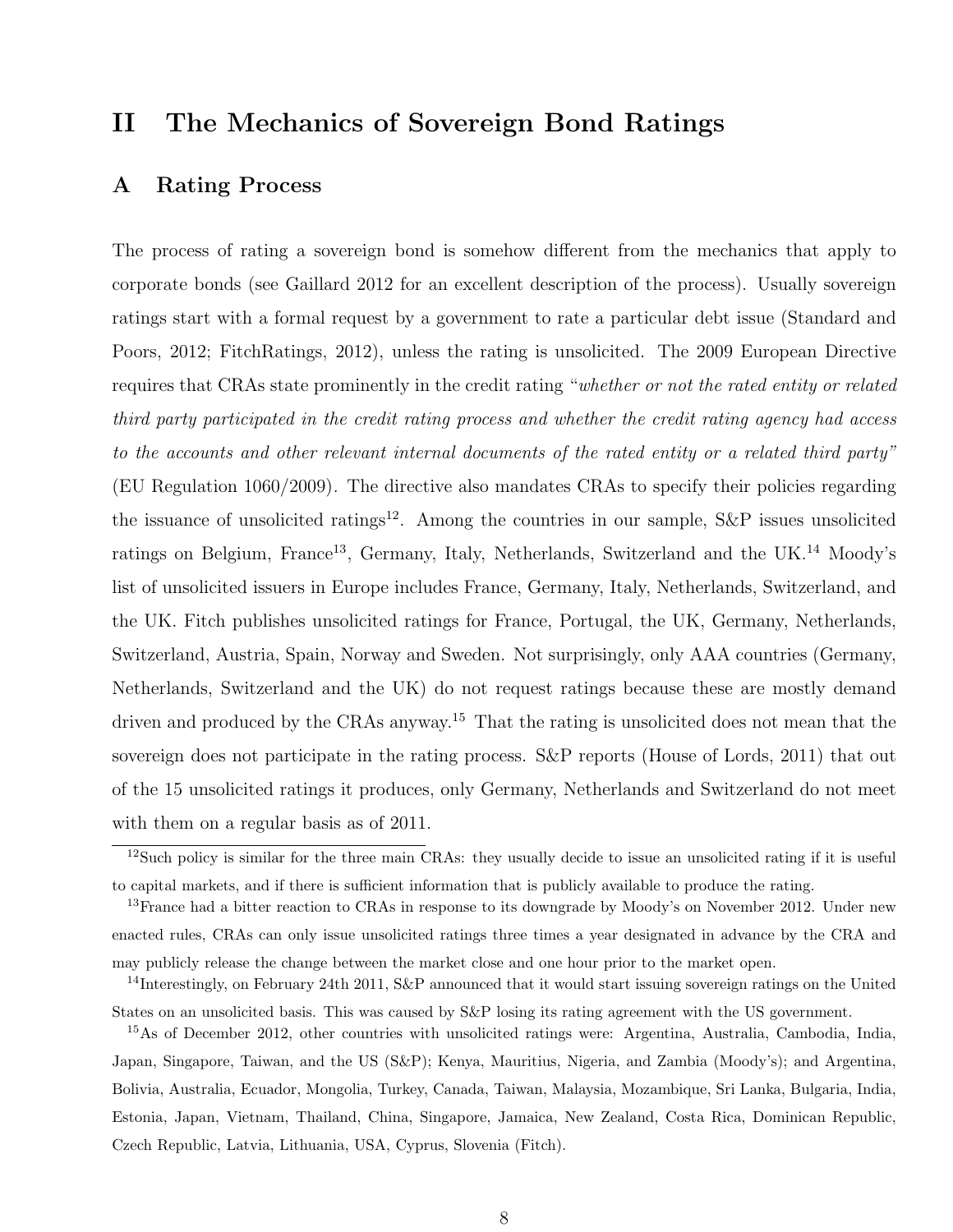# II The Mechanics of Sovereign Bond Ratings

## A Rating Process

The process of rating a sovereign bond is somehow different from the mechanics that apply to corporate bonds (see Gaillard 2012 for an excellent description of the process). Usually sovereign ratings start with a formal request by a government to rate a particular debt issue (Standard and Poors, 2012; FitchRatings, 2012), unless the rating is unsolicited. The 2009 European Directive requires that CRAs state prominently in the credit rating "*whether or not the rated entity or related third party participated in the credit rating process and whether the credit rating agency had access to the accounts and other relevant internal documents of the rated entity or a related third party*" (EU Regulation 1060/2009). The directive also mandates CRAs to specify their policies regarding the issuance of unsolicited ratings[12]. Among the countries in our sample, S&P issues unsolicited ratings on Belgium, France[13], Germany, Italy, Netherlands, Switzerland and the UK.[14] Moody's list of unsolicited issuers in Europe includes France, Germany, Italy, Netherlands, Switzerland, and the UK. Fitch publishes unsolicited ratings for France, Portugal, the UK, Germany, Netherlands, Switzerland, Austria, Spain, Norway and Sweden. Not surprisingly, only AAA countries (Germany, Netherlands, Switzerland and the UK) do not request ratings because these are mostly demand driven and produced by the CRAs anyway.[15] That the rating is unsolicited does not mean that the sovereign does not participate in the rating process. S&P reports (House of Lords, 2011) that out of the 15 unsolicited ratings it produces, only Germany, Netherlands and Switzerland do not meet with them on a regular basis as of 2011.

[12] Such policy is similar for the three main CRAs: they usually decide to issue an unsolicited rating if it is useful to capital markets, and if there is sufficient information that is publicly available to produce the rating.

[13] France had a bitter reaction to CRAs in response to its downgrade by Moody's on November 2012. Under new enacted rules, CRAs can only issue unsolicited ratings three times a year designated in advance by the CRA and may publicly release the change between the market close and one hour prior to the market open.

[14] Interestingly, on February 24th 2011, S&P announced that it would start issuing sovereign ratings on the United States on an unsolicited basis. This was caused by S&P losing its rating agreement with the US government.

[15] As of December 2012, other countries with unsolicited ratings were: Argentina, Australia, Cambodia, India, Japan, Singapore, Taiwan, and the US (S&P); Kenya, Mauritius, Nigeria, and Zambia (Moody's); and Argentina, Bolivia, Australia, Ecuador, Mongolia, Turkey, Canada, Taiwan, Malaysia, Mozambique, Sri Lanka, Bulgaria, India, Estonia, Japan, Vietnam, Thailand, China, Singapore, Jamaica, New Zealand, Costa Rica, Dominican Republic, Czech Republic, Latvia, Lithuania, USA, Cyprus, Slovenia (Fitch).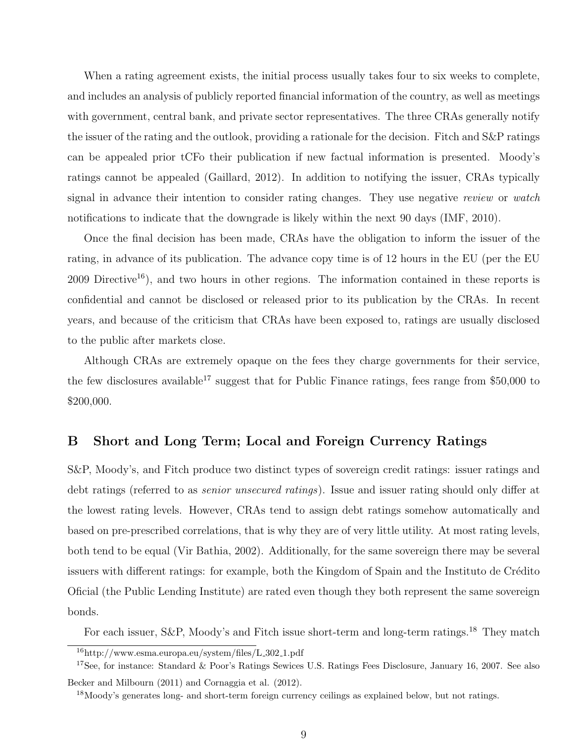When a rating agreement exists, the initial process usually takes four to six weeks to complete, and includes an analysis of publicly reported financial information of the country, as well as meetings with government, central bank, and private sector representatives. The three CRAs generally notify the issuer of the rating and the outlook, providing a rationale for the decision. Fitch and S&P ratings can be appealed prior tCFo their publication if new factual information is presented. Moody's ratings cannot be appealed (Gaillard, 2012). In addition to notifying the issuer, CRAs typically signal in advance their intention to consider rating changes. They use negative *review* or *watch* notifications to indicate that the downgrade is likely within the next 90 days (IMF, 2010).

Once the final decision has been made, CRAs have the obligation to inform the issuer of the rating, in advance of its publication. The advance copy time is of 12 hours in the EU (per the EU 2009 Directive[16]), and two hours in other regions. The information contained in these reports is confidential and cannot be disclosed or released prior to its publication by the CRAs. In recent years, and because of the criticism that CRAs have been exposed to, ratings are usually disclosed to the public after markets close.

Although CRAs are extremely opaque on the fees they charge governments for their service, the few disclosures available[17] suggest that for Public Finance ratings, fees range from $50,000 to $200,000.

## B Short and Long Term; Local and Foreign Currency Ratings

S&P, Moody's, and Fitch produce two distinct types of sovereign credit ratings: issuer ratings and debt ratings (referred to as *senior unsecured ratings*). Issue and issuer rating should only differ at the lowest rating levels. However, CRAs tend to assign debt ratings somehow automatically and based on pre-prescribed correlations, that is why they are of very little utility. At most rating levels, both tend to be equal (Vir Bathia, 2002). Additionally, for the same sovereign there may be several issuers with different ratings: for example, both the Kingdom of Spain and the Instituto de Crédito Oficial (the Public Lending Institute) are rated even though they both represent the same sovereign bonds.

For each issuer, S&P, Moody's and Fitch issue short-term and long-term ratings.[18] They match

[16] http://www.esma.europa.eu/system/files/L_302_1.pdf

[17] See, for instance: Standard & Poor's Ratings Sewices U.S. Ratings Fees Disclosure, January 16, 2007. See also Becker and Milbourn (2011) and Cornaggia et al. (2012).

[18] Moody's generates long- and short-term foreign currency ceilings as explained below, but not ratings.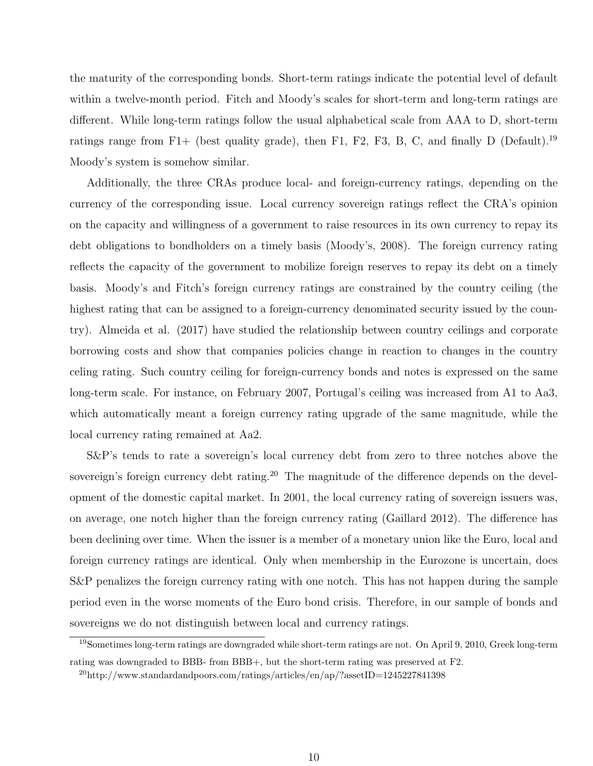the maturity of the corresponding bonds. Short-term ratings indicate the potential level of default within a twelve-month period. Fitch and Moody's scales for short-term and long-term ratings are different. While long-term ratings follow the usual alphabetical scale from AAA to D, short-term ratings range from F1+ (best quality grade), then F1, F2, F3, B, C, and finally D (Default).[19] Moody's system is somehow similar.

Additionally, the three CRAs produce local- and foreign-currency ratings, depending on the currency of the corresponding issue. Local currency sovereign ratings reflect the CRA's opinion on the capacity and willingness of a government to raise resources in its own currency to repay its debt obligations to bondholders on a timely basis (Moody's, 2008). The foreign currency rating reflects the capacity of the government to mobilize foreign reserves to repay its debt on a timely basis. Moody's and Fitch's foreign currency ratings are constrained by the country ceiling (the highest rating that can be assigned to a foreign-currency denominated security issued by the country). Almeida et al. (2017) have studied the relationship between country ceilings and corporate borrowing costs and show that companies policies change in reaction to changes in the country celing rating. Such country ceiling for foreign-currency bonds and notes is expressed on the same long-term scale. For instance, on February 2007, Portugal's ceiling was increased from A1 to Aa3, which automatically meant a foreign currency rating upgrade of the same magnitude, while the local currency rating remained at Aa2.

S&P's tends to rate a sovereign's local currency debt from zero to three notches above the sovereign's foreign currency debt rating.[20] The magnitude of the difference depends on the development of the domestic capital market. In 2001, the local currency rating of sovereign issuers was, on average, one notch higher than the foreign currency rating (Gaillard 2012). The difference has been declining over time. When the issuer is a member of a monetary union like the Euro, local and foreign currency ratings are identical. Only when membership in the Eurozone is uncertain, does S&P penalizes the foreign currency rating with one notch. This has not happen during the sample period even in the worse moments of the Euro bond crisis. Therefore, in our sample of bonds and sovereigns we do not distinguish between local and currency ratings.

[19] Sometimes long-term ratings are downgraded while short-term ratings are not. On April 9, 2010, Greek long-term rating was downgraded to BBB- from BBB+, but the short-term rating was preserved at F2.

[20] http://www.standardandpoors.com/ratings/articles/en/ap/?assetID=1245227841398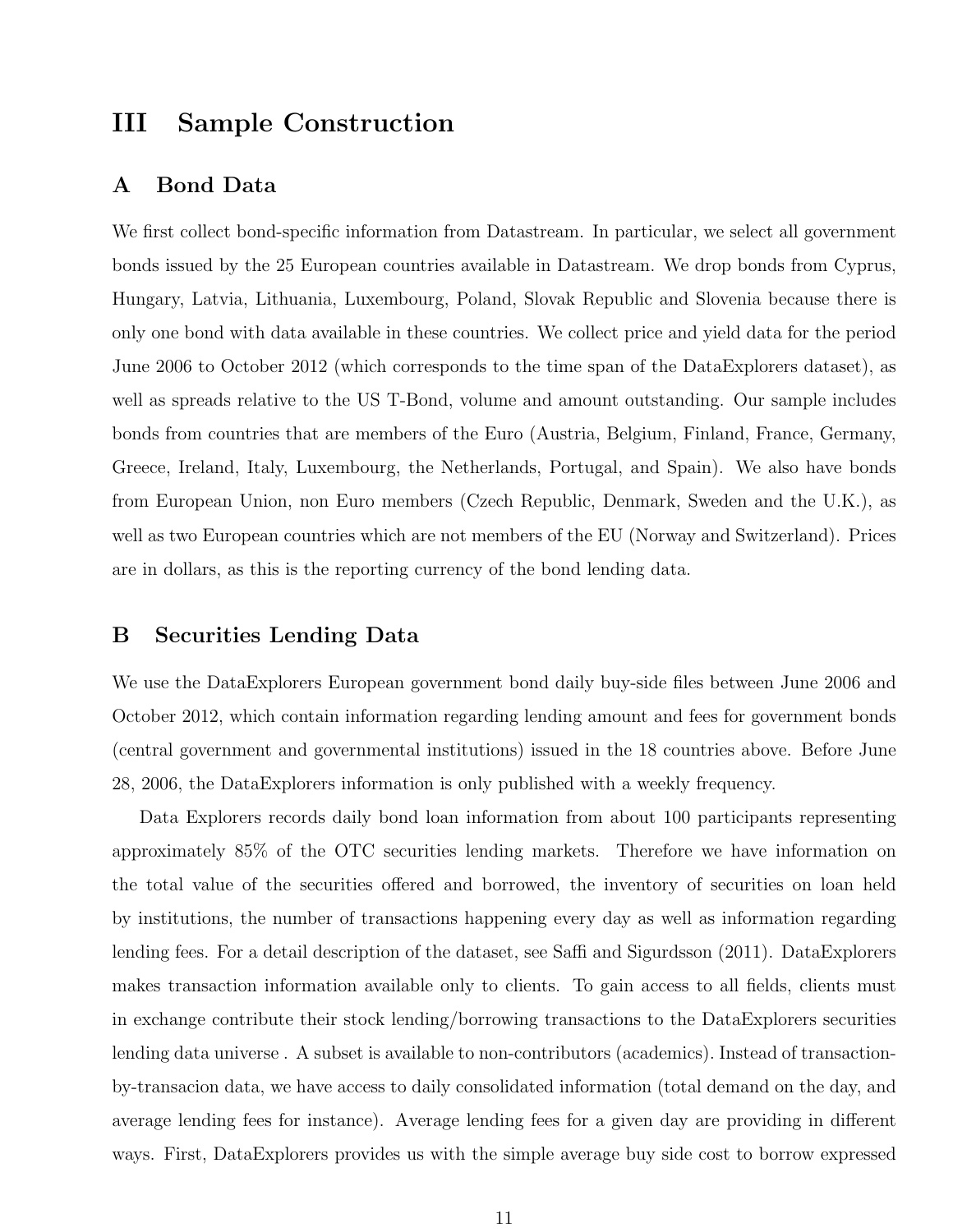# III Sample Construction

## A Bond Data

We first collect bond-specific information from Datastream. In particular, we select all government bonds issued by the 25 European countries available in Datastream. We drop bonds from Cyprus, Hungary, Latvia, Lithuania, Luxembourg, Poland, Slovak Republic and Slovenia because there is only one bond with data available in these countries. We collect price and yield data for the period June 2006 to October 2012 (which corresponds to the time span of the DataExplorers dataset), as well as spreads relative to the US T-Bond, volume and amount outstanding. Our sample includes bonds from countries that are members of the Euro (Austria, Belgium, Finland, France, Germany, Greece, Ireland, Italy, Luxembourg, the Netherlands, Portugal, and Spain). We also have bonds from European Union, non Euro members (Czech Republic, Denmark, Sweden and the U.K.), as well as two European countries which are not members of the EU (Norway and Switzerland). Prices are in dollars, as this is the reporting currency of the bond lending data.

## B Securities Lending Data

We use the DataExplorers European government bond daily buy-side files between June 2006 and October 2012, which contain information regarding lending amount and fees for government bonds (central government and governmental institutions) issued in the 18 countries above. Before June 28, 2006, the DataExplorers information is only published with a weekly frequency.

Data Explorers records daily bond loan information from about 100 participants representing approximately 85% of the OTC securities lending markets. Therefore we have information on the total value of the securities offered and borrowed, the inventory of securities on loan held by institutions, the number of transactions happening every day as well as information regarding lending fees. For a detail description of the dataset, see Saffi and Sigurdsson (2011). DataExplorers makes transaction information available only to clients. To gain access to all fields, clients must in exchange contribute their stock lending/borrowing transactions to the DataExplorers securities lending data universe . A subset is available to non-contributors (academics). Instead of transaction-by-transacion data, we have access to daily consolidated information (total demand on the day, and average lending fees for instance). Average lending fees for a given day are providing in different ways. First, DataExplorers provides us with the simple average buy side cost to borrow expressed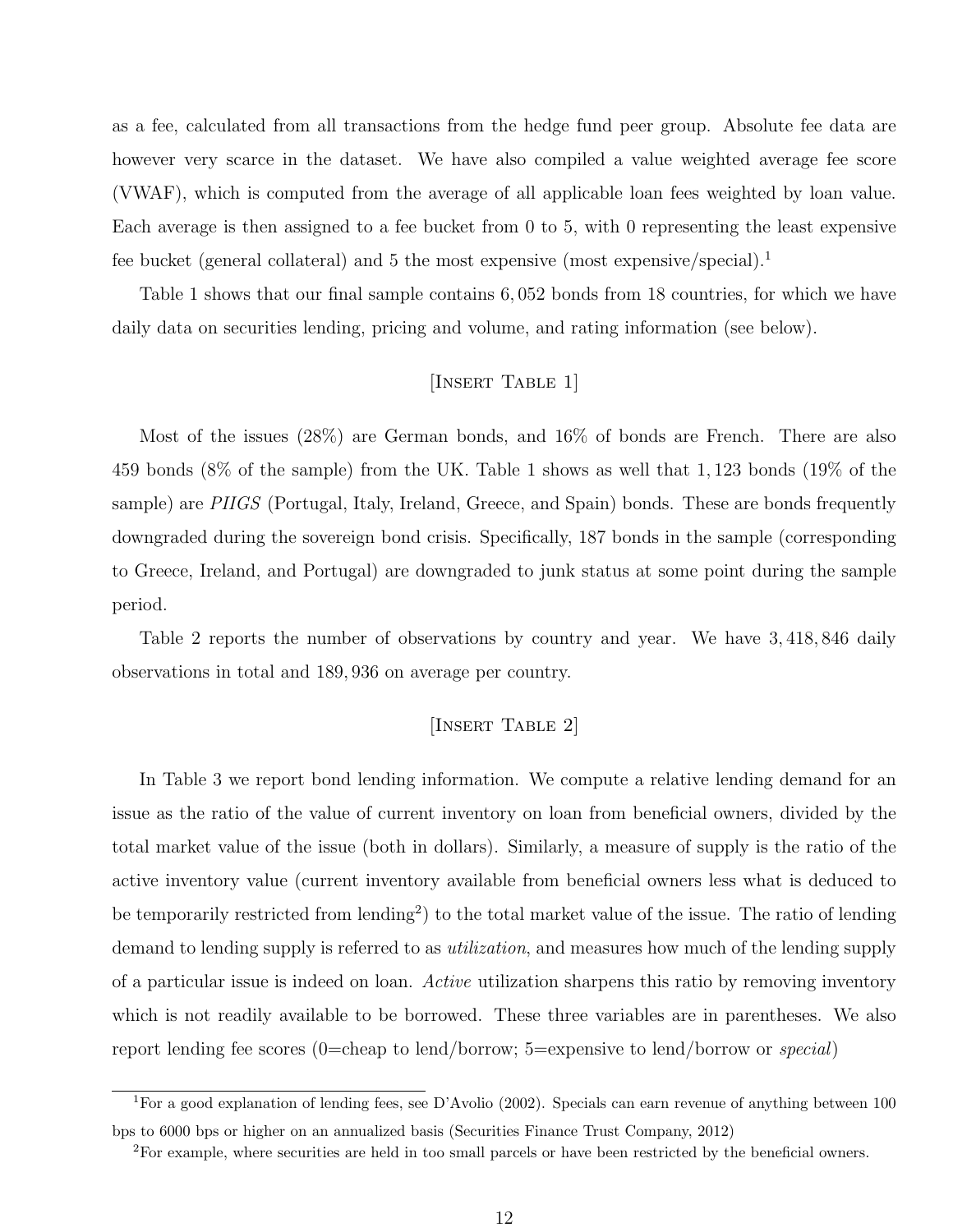as a fee, calculated from all transactions from the hedge fund peer group. Absolute fee data are however very scarce in the dataset. We have also compiled a value weighted average fee score (VWAF), which is computed from the average of all applicable loan fees weighted by loan value. Each average is then assigned to a fee bucket from 0 to 5, with 0 representing the least expensive fee bucket (general collateral) and 5 the most expensive (most expensive/special).[1]

Table 1 shows that our final sample contains 6,052 bonds from 18 countries, for which we have daily data on securities lending, pricing and volume, and rating information (see below).

[Insert Table 1]

Most of the issues (28%) are German bonds, and 16% of bonds are French. There are also 459 bonds (8% of the sample) from the UK. Table 1 shows as well that 1,123 bonds (19% of the sample) are *PIIGS* (Portugal, Italy, Ireland, Greece, and Spain) bonds. These are bonds frequently downgraded during the sovereign bond crisis. Specifically, 187 bonds in the sample (corresponding to Greece, Ireland, and Portugal) are downgraded to junk status at some point during the sample period.

Table 2 reports the number of observations by country and year. We have 3,418,846 daily observations in total and 189,936 on average per country.

[Insert Table 2]

In Table 3 we report bond lending information. We compute a relative lending demand for an issue as the ratio of the value of current inventory on loan from beneficial owners, divided by the total market value of the issue (both in dollars). Similarly, a measure of supply is the ratio of the active inventory value (current inventory available from beneficial owners less what is deduced to be temporarily restricted from lending[2]) to the total market value of the issue. The ratio of lending demand to lending supply is referred to as *utilization*, and measures how much of the lending supply of a particular issue is indeed on loan. *Active* utilization sharpens this ratio by removing inventory which is not readily available to be borrowed. These three variables are in parentheses. We also report lending fee scores (0=cheap to lend/borrow; 5=expensive to lend/borrow or *special*)

[1] For a good explanation of lending fees, see D'Avolio (2002). Specials can earn revenue of anything between 100 bps to 6000 bps or higher on an annualized basis (Securities Finance Trust Company, 2012)

[2] For example, where securities are held in too small parcels or have been restricted by the beneficial owners.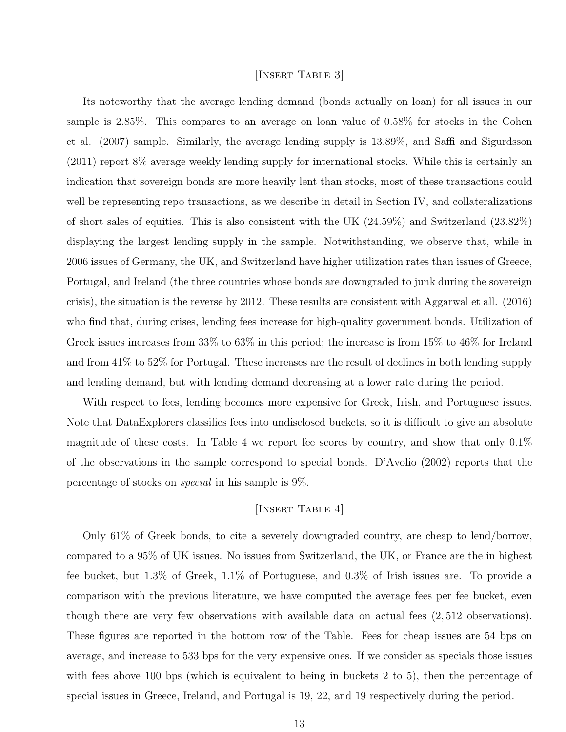[Insert Table 3]

Its noteworthy that the average lending demand (bonds actually on loan) for all issues in our sample is 2.85%. This compares to an average on loan value of 0.58% for stocks in the Cohen et al. (2007) sample. Similarly, the average lending supply is 13.89%, and Saffi and Sigurdsson (2011) report 8% average weekly lending supply for international stocks. While this is certainly an indication that sovereign bonds are more heavily lent than stocks, most of these transactions could well be representing repo transactions, as we describe in detail in Section IV, and collateralizations of short sales of equities. This is also consistent with the UK (24.59%) and Switzerland (23.82%) displaying the largest lending supply in the sample. Notwithstanding, we observe that, while in 2006 issues of Germany, the UK, and Switzerland have higher utilization rates than issues of Greece, Portugal, and Ireland (the three countries whose bonds are downgraded to junk during the sovereign crisis), the situation is the reverse by 2012. These results are consistent with Aggarwal et all. (2016) who find that, during crises, lending fees increase for high-quality government bonds. Utilization of Greek issues increases from 33% to 63% in this period; the increase is from 15% to 46% for Ireland and from 41% to 52% for Portugal. These increases are the result of declines in both lending supply and lending demand, but with lending demand decreasing at a lower rate during the period.

With respect to fees, lending becomes more expensive for Greek, Irish, and Portuguese issues. Note that DataExplorers classifies fees into undisclosed buckets, so it is difficult to give an absolute magnitude of these costs. In Table 4 we report fee scores by country, and show that only 0.1% of the observations in the sample correspond to special bonds. D'Avolio (2002) reports that the percentage of stocks on *special* in his sample is 9%.

[Insert Table 4]

Only 61% of Greek bonds, to cite a severely downgraded country, are cheap to lend/borrow, compared to a 95% of UK issues. No issues from Switzerland, the UK, or France are the in highest fee bucket, but 1.3% of Greek, 1.1% of Portuguese, and 0.3% of Irish issues are. To provide a comparison with the previous literature, we have computed the average fees per fee bucket, even though there are very few observations with available data on actual fees (2,512 observations). These figures are reported in the bottom row of the Table. Fees for cheap issues are 54 bps on average, and increase to 533 bps for the very expensive ones. If we consider as specials those issues with fees above 100 bps (which is equivalent to being in buckets 2 to 5), then the percentage of special issues in Greece, Ireland, and Portugal is 19, 22, and 19 respectively during the period.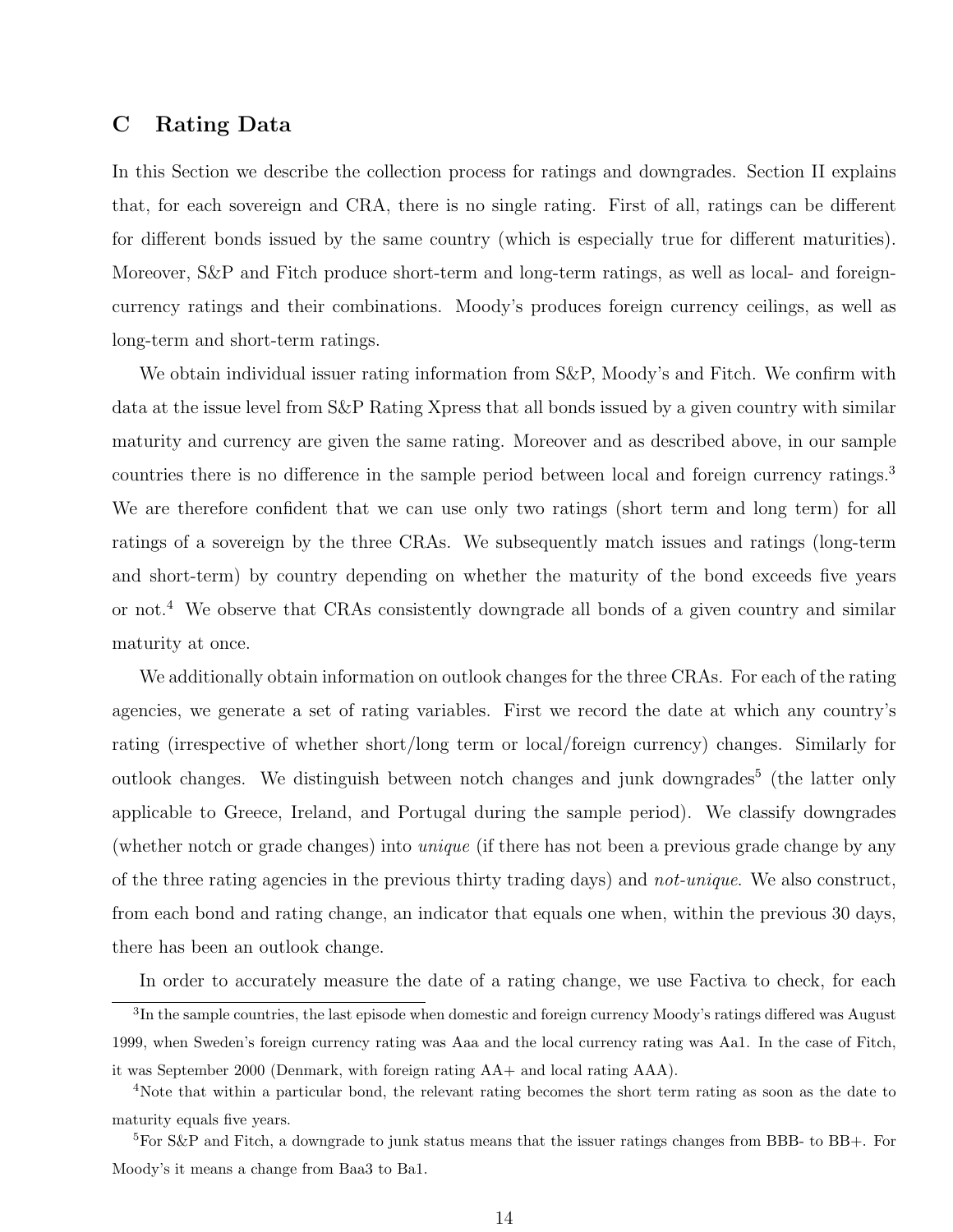## C Rating Data

In this Section we describe the collection process for ratings and downgrades. Section II explains that, for each sovereign and CRA, there is no single rating. First of all, ratings can be different for different bonds issued by the same country (which is especially true for different maturities). Moreover, S&P and Fitch produce short-term and long-term ratings, as well as local- and foreign-currency ratings and their combinations. Moody's produces foreign currency ceilings, as well as long-term and short-term ratings.

We obtain individual issuer rating information from S&P, Moody's and Fitch. We confirm with data at the issue level from S&P Rating Xpress that all bonds issued by a given country with similar maturity and currency are given the same rating. Moreover and as described above, in our sample countries there is no difference in the sample period between local and foreign currency ratings.[3] We are therefore confident that we can use only two ratings (short term and long term) for all ratings of a sovereign by the three CRAs. We subsequently match issues and ratings (long-term and short-term) by country depending on whether the maturity of the bond exceeds five years or not.[4] We observe that CRAs consistently downgrade all bonds of a given country and similar maturity at once.

We additionally obtain information on outlook changes for the three CRAs. For each of the rating agencies, we generate a set of rating variables. First we record the date at which any country's rating (irrespective of whether short/long term or local/foreign currency) changes. Similarly for outlook changes. We distinguish between notch changes and junk downgrades[5] (the latter only applicable to Greece, Ireland, and Portugal during the sample period). We classify downgrades (whether notch or grade changes) into *unique* (if there has not been a previous grade change by any of the three rating agencies in the previous thirty trading days) and *not-unique*. We also construct, from each bond and rating change, an indicator that equals one when, within the previous 30 days, there has been an outlook change.

In order to accurately measure the date of a rating change, we use Factiva to check, for each

---

[3]In the sample countries, the last episode when domestic and foreign currency Moody's ratings differed was August 1999, when Sweden's foreign currency rating was Aaa and the local currency rating was Aa1. In the case of Fitch, it was September 2000 (Denmark, with foreign rating AA+ and local rating AAA).

[4]Note that within a particular bond, the relevant rating becomes the short term rating as soon as the date to maturity equals five years.

[5]For S&P and Fitch, a downgrade to junk status means that the issuer ratings changes from BBB- to BB+. For Moody's it means a change from Baa3 to Ba1.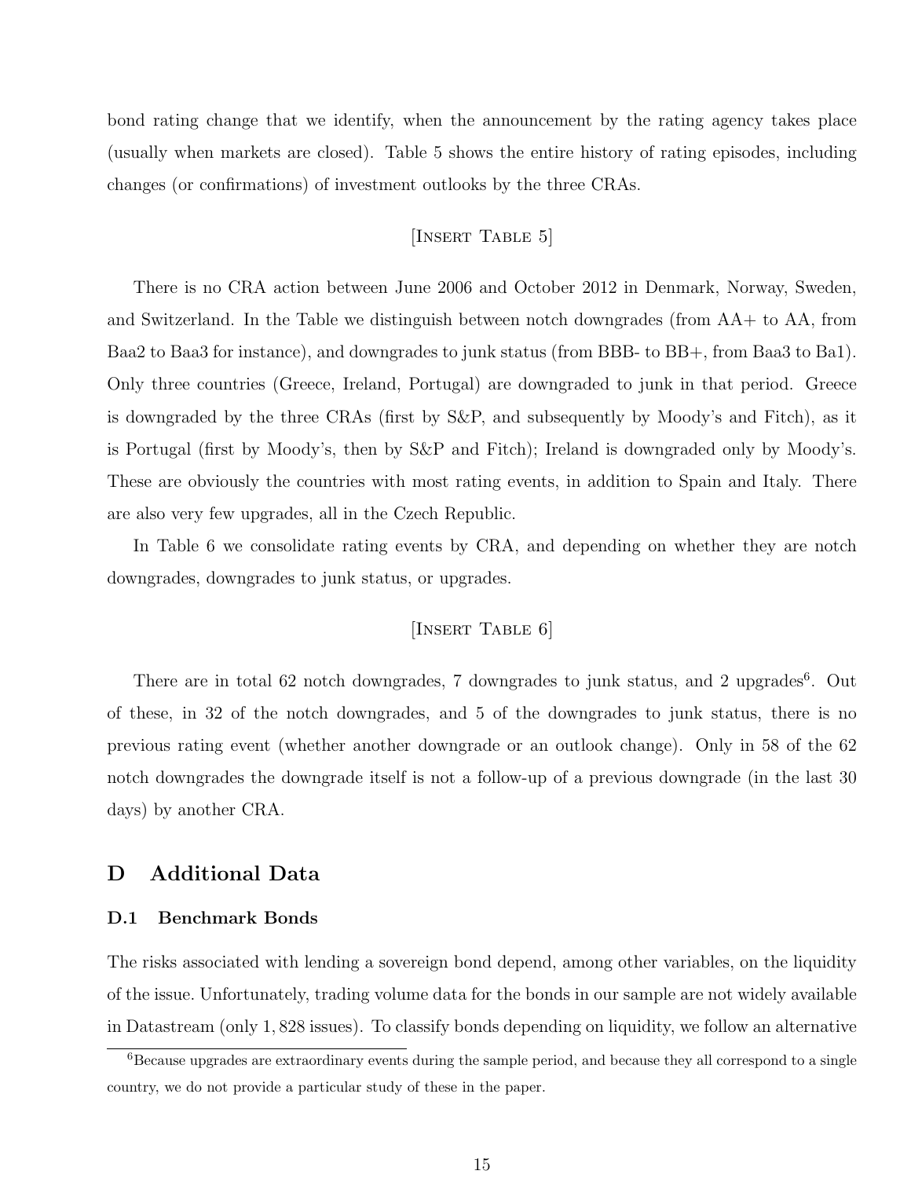bond rating change that we identify, when the announcement by the rating agency takes place (usually when markets are closed). Table 5 shows the entire history of rating episodes, including changes (or confirmations) of investment outlooks by the three CRAs.

[Insert Table 5]

There is no CRA action between June 2006 and October 2012 in Denmark, Norway, Sweden, and Switzerland. In the Table we distinguish between notch downgrades (from AA+ to AA, from Baa2 to Baa3 for instance), and downgrades to junk status (from BBB- to BB+, from Baa3 to Ba1). Only three countries (Greece, Ireland, Portugal) are downgraded to junk in that period. Greece is downgraded by the three CRAs (first by S&P, and subsequently by Moody's and Fitch), as it is Portugal (first by Moody's, then by S&P and Fitch); Ireland is downgraded only by Moody's. These are obviously the countries with most rating events, in addition to Spain and Italy. There are also very few upgrades, all in the Czech Republic.

In Table 6 we consolidate rating events by CRA, and depending on whether they are notch downgrades, downgrades to junk status, or upgrades.

[Insert Table 6]

There are in total 62 notch downgrades, 7 downgrades to junk status, and 2 upgrades[6]. Out of these, in 32 of the notch downgrades, and 5 of the downgrades to junk status, there is no previous rating event (whether another downgrade or an outlook change). Only in 58 of the 62 notch downgrades the downgrade itself is not a follow-up of a previous downgrade (in the last 30 days) by another CRA.

## D Additional Data

### D.1 Benchmark Bonds

The risks associated with lending a sovereign bond depend, among other variables, on the liquidity of the issue. Unfortunately, trading volume data for the bonds in our sample are not widely available in Datastream (only 1,828 issues). To classify bonds depending on liquidity, we follow an alternative

[6] Because upgrades are extraordinary events during the sample period, and because they all correspond to a single country, we do not provide a particular study of these in the paper.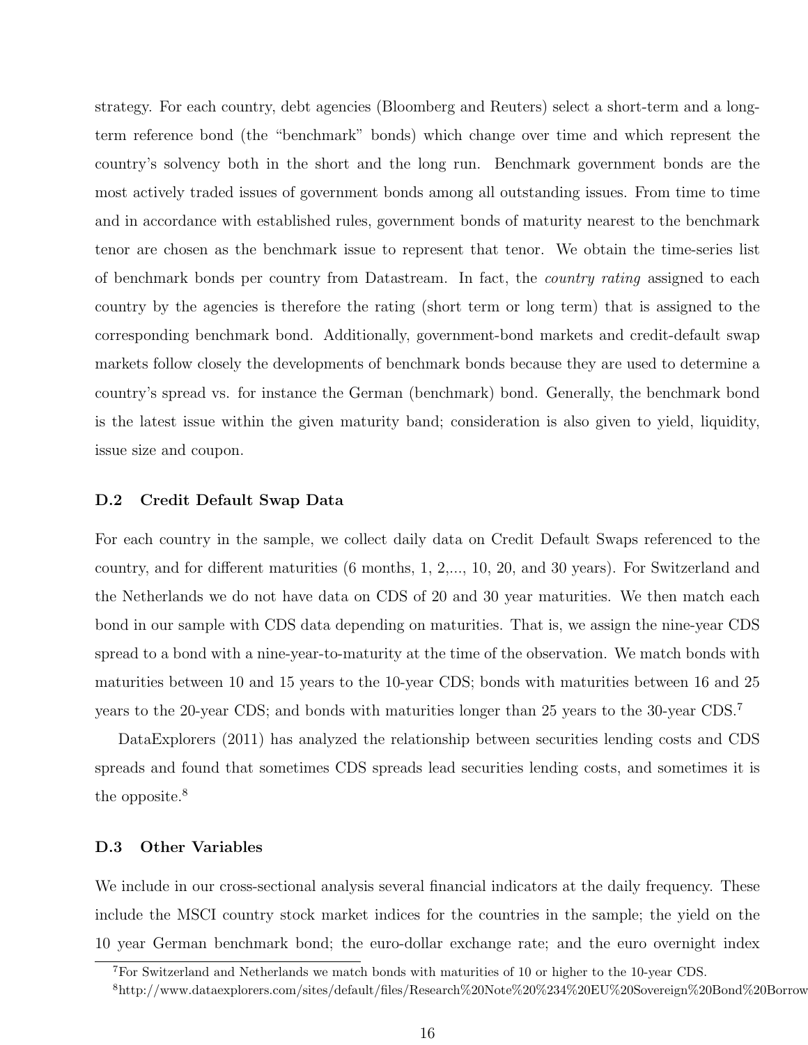strategy. For each country, debt agencies (Bloomberg and Reuters) select a short-term and a long-term reference bond (the "benchmark" bonds) which change over time and which represent the country's solvency both in the short and the long run. Benchmark government bonds are the most actively traded issues of government bonds among all outstanding issues. From time to time and in accordance with established rules, government bonds of maturity nearest to the benchmark tenor are chosen as the benchmark issue to represent that tenor. We obtain the time-series list of benchmark bonds per country from Datastream. In fact, the *country rating* assigned to each country by the agencies is therefore the rating (short term or long term) that is assigned to the corresponding benchmark bond. Additionally, government-bond markets and credit-default swap markets follow closely the developments of benchmark bonds because they are used to determine a country's spread vs. for instance the German (benchmark) bond. Generally, the benchmark bond is the latest issue within the given maturity band; consideration is also given to yield, liquidity, issue size and coupon.

### D.2 Credit Default Swap Data

For each country in the sample, we collect daily data on Credit Default Swaps referenced to the country, and for different maturities (6 months, 1, 2,..., 10, 20, and 30 years). For Switzerland and the Netherlands we do not have data on CDS of 20 and 30 year maturities. We then match each bond in our sample with CDS data depending on maturities. That is, we assign the nine-year CDS spread to a bond with a nine-year-to-maturity at the time of the observation. We match bonds with maturities between 10 and 15 years to the 10-year CDS; bonds with maturities between 16 and 25 years to the 20-year CDS; and bonds with maturities longer than 25 years to the 30-year CDS.[7]

DataExplorers (2011) has analyzed the relationship between securities lending costs and CDS spreads and found that sometimes CDS spreads lead securities lending costs, and sometimes it is the opposite.[8]

### D.3 Other Variables

We include in our cross-sectional analysis several financial indicators at the daily frequency. These include the MSCI country stock market indices for the countries in the sample; the yield on the 10 year German benchmark bond; the euro-dollar exchange rate; and the euro overnight index

---

[7] For Switzerland and Netherlands we match bonds with maturities of 10 or higher to the 10-year CDS.

[8] http://www.dataexplorers.com/sites/default/files/Research%20Note%20%234%20EU%20Sovereign%20Bond%20Borrow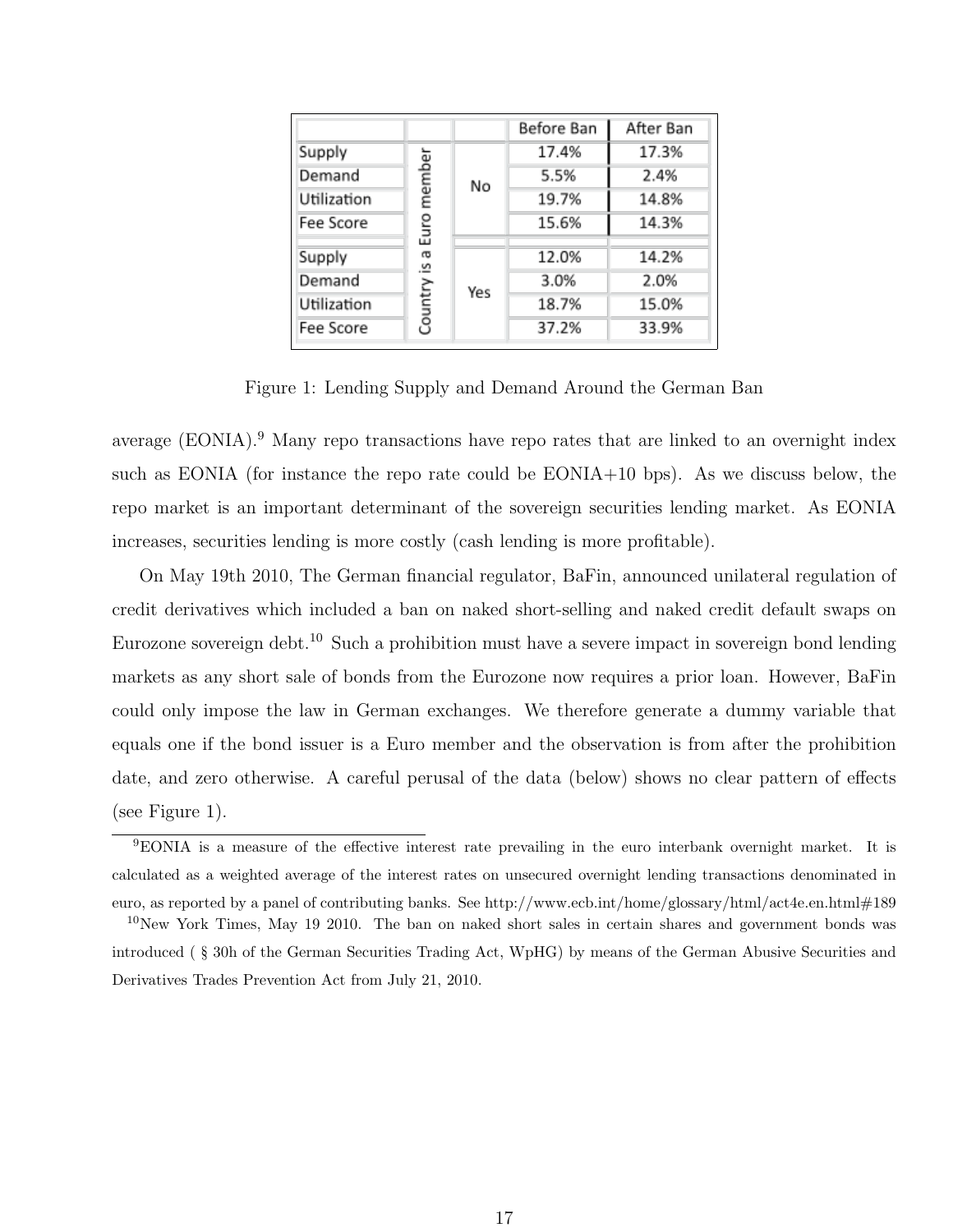| | | | Before Ban | After Ban |
|---|---|---|---|---|
| Supply | Country is a Euro member | No | 17.4% | 17.3% |
| Demand | | | 5.5% | 2.4% |
| Utilization | | | 19.7% | 14.8% |
| Fee Score | | | 15.6% | 14.3% |
| Supply | | Yes | 12.0% | 14.2% |
| Demand | | | 3.0% | 2.0% |
| Utilization | | | 18.7% | 15.0% |
| Fee Score | | | 37.2% | 33.9% |

Figure 1: Lending Supply and Demand Around the German Ban

average (EONIA).[9] Many repo transactions have repo rates that are linked to an overnight index such as EONIA (for instance the repo rate could be EONIA+10 bps). As we discuss below, the repo market is an important determinant of the sovereign securities lending market. As EONIA increases, securities lending is more costly (cash lending is more profitable).

On May 19th 2010, The German financial regulator, BaFin, announced unilateral regulation of credit derivatives which included a ban on naked short-selling and naked credit default swaps on Eurozone sovereign debt.[10] Such a prohibition must have a severe impact in sovereign bond lending markets as any short sale of bonds from the Eurozone now requires a prior loan. However, BaFin could only impose the law in German exchanges. We therefore generate a dummy variable that equals one if the bond issuer is a Euro member and the observation is from after the prohibition date, and zero otherwise. A careful perusal of the data (below) shows no clear pattern of effects (see Figure 1).

[9] EONIA is a measure of the effective interest rate prevailing in the euro interbank overnight market. It is calculated as a weighted average of the interest rates on unsecured overnight lending transactions denominated in euro, as reported by a panel of contributing banks. See http://www.ecb.int/home/glossary/html/act4e.en.html#189

[10] New York Times, May 19 2010. The ban on naked short sales in certain shares and government bonds was introduced ( § 30h of the German Securities Trading Act, WpHG) by means of the German Abusive Securities and Derivatives Trades Prevention Act from July 21, 2010.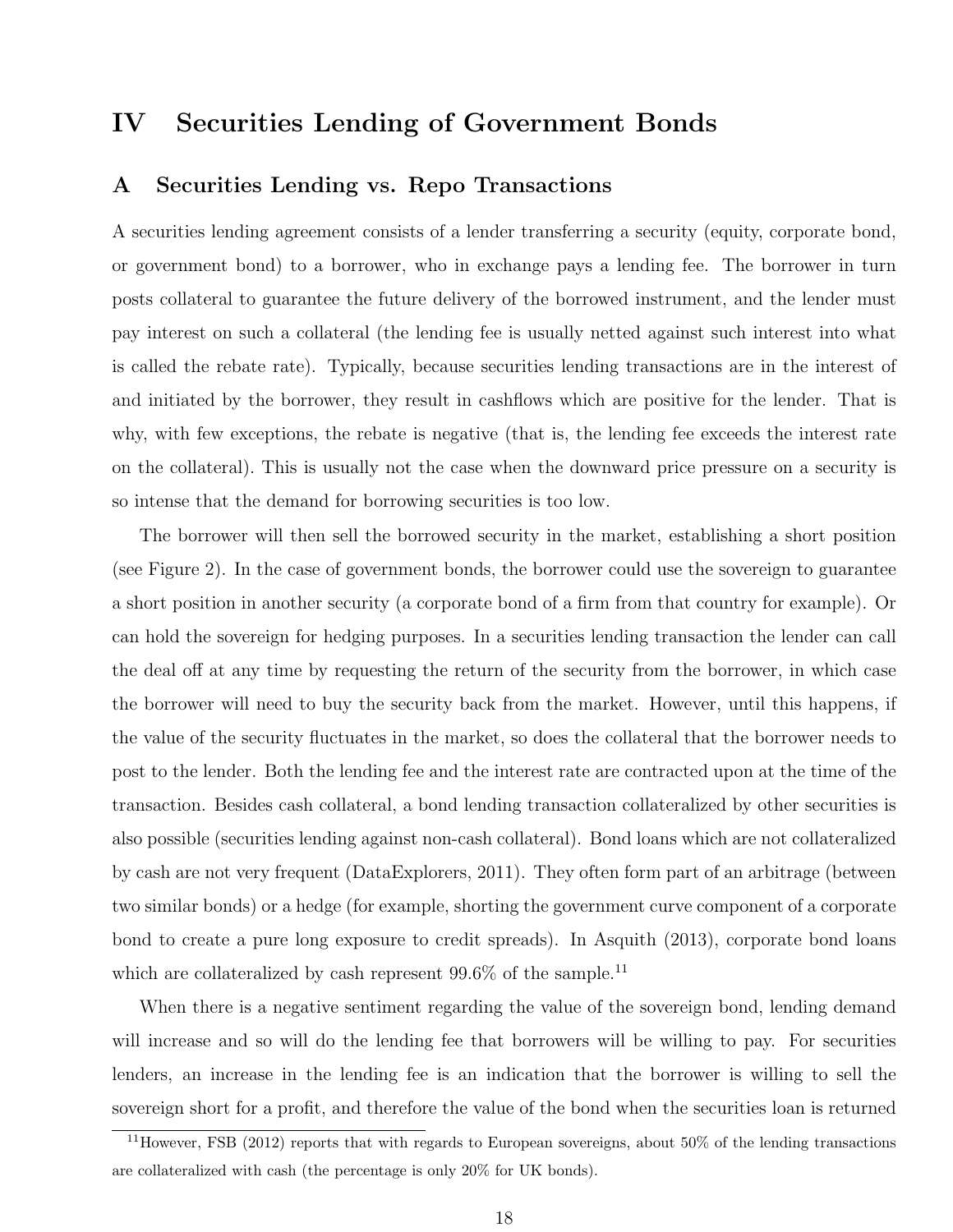# IV Securities Lending of Government Bonds

## A Securities Lending vs. Repo Transactions

A securities lending agreement consists of a lender transferring a security (equity, corporate bond, or government bond) to a borrower, who in exchange pays a lending fee. The borrower in turn posts collateral to guarantee the future delivery of the borrowed instrument, and the lender must pay interest on such a collateral (the lending fee is usually netted against such interest into what is called the rebate rate). Typically, because securities lending transactions are in the interest of and initiated by the borrower, they result in cashflows which are positive for the lender. That is why, with few exceptions, the rebate is negative (that is, the lending fee exceeds the interest rate on the collateral). This is usually not the case when the downward price pressure on a security is so intense that the demand for borrowing securities is too low.

The borrower will then sell the borrowed security in the market, establishing a short position (see Figure 2). In the case of government bonds, the borrower could use the sovereign to guarantee a short position in another security (a corporate bond of a firm from that country for example). Or can hold the sovereign for hedging purposes. In a securities lending transaction the lender can call the deal off at any time by requesting the return of the security from the borrower, in which case the borrower will need to buy the security back from the market. However, until this happens, if the value of the security fluctuates in the market, so does the collateral that the borrower needs to post to the lender. Both the lending fee and the interest rate are contracted upon at the time of the transaction. Besides cash collateral, a bond lending transaction collateralized by other securities is also possible (securities lending against non-cash collateral). Bond loans which are not collateralized by cash are not very frequent (DataExplorers, 2011). They often form part of an arbitrage (between two similar bonds) or a hedge (for example, shorting the government curve component of a corporate bond to create a pure long exposure to credit spreads). In Asquith (2013), corporate bond loans which are collateralized by cash represent 99.6% of the sample.[11]

When there is a negative sentiment regarding the value of the sovereign bond, lending demand will increase and so will do the lending fee that borrowers will be willing to pay. For securities lenders, an increase in the lending fee is an indication that the borrower is willing to sell the sovereign short for a profit, and therefore the value of the bond when the securities loan is returned

[11] However, FSB (2012) reports that with regards to European sovereigns, about 50% of the lending transactions are collateralized with cash (the percentage is only 20% for UK bonds).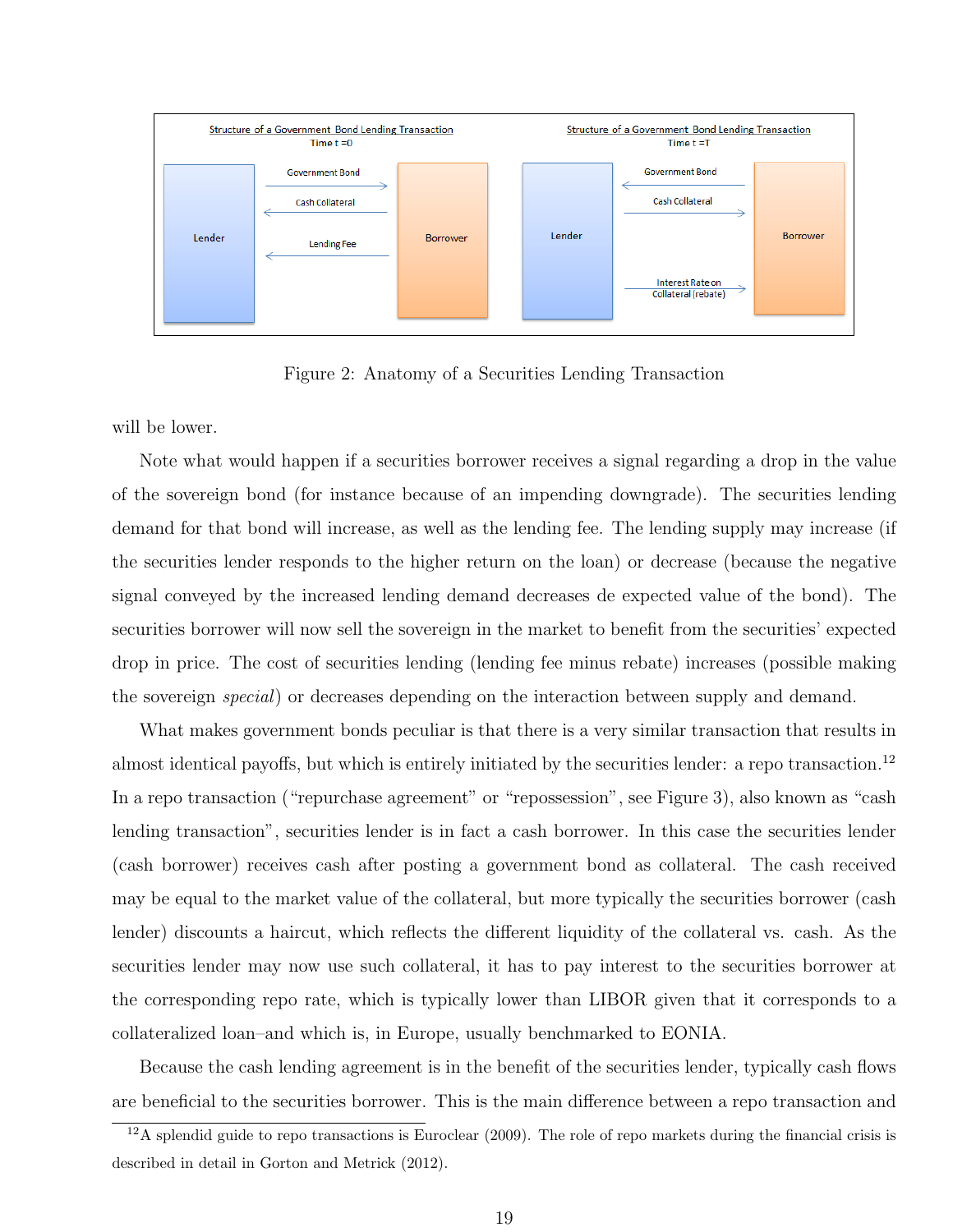Structure of a Government Bond Lending Transaction
Time t =0

Lender — Government Bond → Borrower
Lender ← Cash Collateral — Borrower
Lender ← Lending Fee — Borrower

Structure of a Government Bond Lending Transaction
Time t =T

Lender ← Government Bond — Borrower
Lender — Cash Collateral → Borrower
Lender — Interest Rate on Collateral (rebate) → Borrower

Figure 2: Anatomy of a Securities Lending Transaction

will be lower.

Note what would happen if a securities borrower receives a signal regarding a drop in the value of the sovereign bond (for instance because of an impending downgrade). The securities lending demand for that bond will increase, as well as the lending fee. The lending supply may increase (if the securities lender responds to the higher return on the loan) or decrease (because the negative signal conveyed by the increased lending demand decreases de expected value of the bond). The securities borrower will now sell the sovereign in the market to benefit from the securities' expected drop in price. The cost of securities lending (lending fee minus rebate) increases (possible making the sovereign *special*) or decreases depending on the interaction between supply and demand.

What makes government bonds peculiar is that there is a very similar transaction that results in almost identical payoffs, but which is entirely initiated by the securities lender: a repo transaction.[12] In a repo transaction ("repurchase agreement" or "repossession", see Figure 3), also known as "cash lending transaction", securities lender is in fact a cash borrower. In this case the securities lender (cash borrower) receives cash after posting a government bond as collateral. The cash received may be equal to the market value of the collateral, but more typically the securities borrower (cash lender) discounts a haircut, which reflects the different liquidity of the collateral vs. cash. As the securities lender may now use such collateral, it has to pay interest to the securities borrower at the corresponding repo rate, which is typically lower than LIBOR given that it corresponds to a collateralized loan–and which is, in Europe, usually benchmarked to EONIA.

Because the cash lending agreement is in the benefit of the securities lender, typically cash flows are beneficial to the securities borrower. This is the main difference between a repo transaction and

[12] A splendid guide to repo transactions is Euroclear (2009). The role of repo markets during the financial crisis is described in detail in Gorton and Metrick (2012).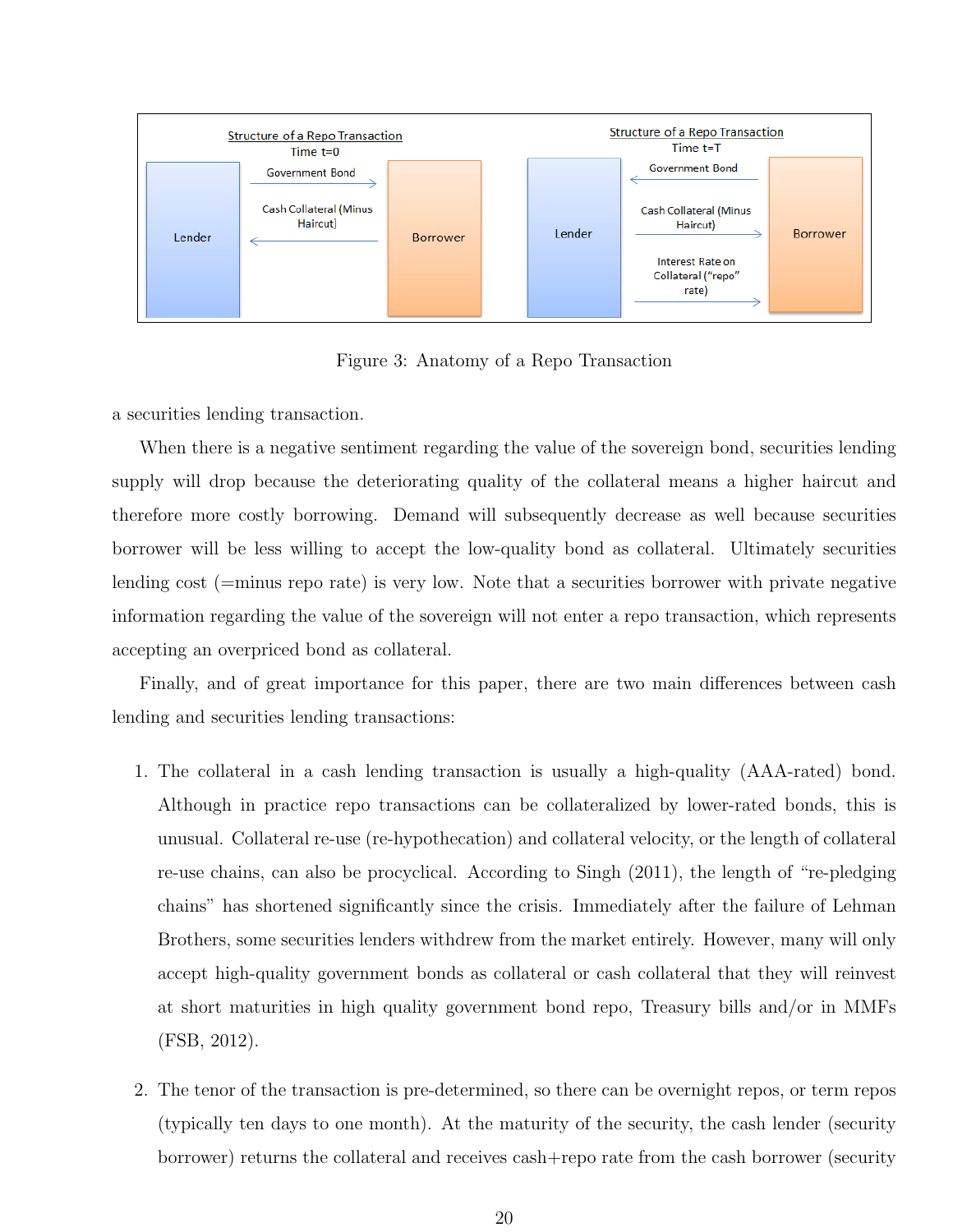Structure of a Repo Transaction
Time t=0

Lender — Government Bond → Borrower
Borrower — Cash Collateral (Minus Haircut) → Lender

Structure of a Repo Transaction
Time t=T

Borrower — Government Bond → Lender
Lender — Cash Collateral (Minus Haircut) → Borrower
Lender — Interest Rate on Collateral ("repo" rate) → Borrower

Figure 3: Anatomy of a Repo Transaction

a securities lending transaction.

When there is a negative sentiment regarding the value of the sovereign bond, securities lending supply will drop because the deteriorating quality of the collateral means a higher haircut and therefore more costly borrowing. Demand will subsequently decrease as well because securities borrower will be less willing to accept the low-quality bond as collateral. Ultimately securities lending cost (=minus repo rate) is very low. Note that a securities borrower with private negative information regarding the value of the sovereign will not enter a repo transaction, which represents accepting an overpriced bond as collateral.

Finally, and of great importance for this paper, there are two main differences between cash lending and securities lending transactions:

1. The collateral in a cash lending transaction is usually a high-quality (AAA-rated) bond. Although in practice repo transactions can be collateralized by lower-rated bonds, this is unusual. Collateral re-use (re-hypothecation) and collateral velocity, or the length of collateral re-use chains, can also be procyclical. According to Singh (2011), the length of "re-pledging chains" has shortened significantly since the crisis. Immediately after the failure of Lehman Brothers, some securities lenders withdrew from the market entirely. However, many will only accept high-quality government bonds as collateral or cash collateral that they will reinvest at short maturities in high quality government bond repo, Treasury bills and/or in MMFs (FSB, 2012).

2. The tenor of the transaction is pre-determined, so there can be overnight repos, or term repos (typically ten days to one month). At the maturity of the security, the cash lender (security borrower) returns the collateral and receives cash+repo rate from the cash borrower (security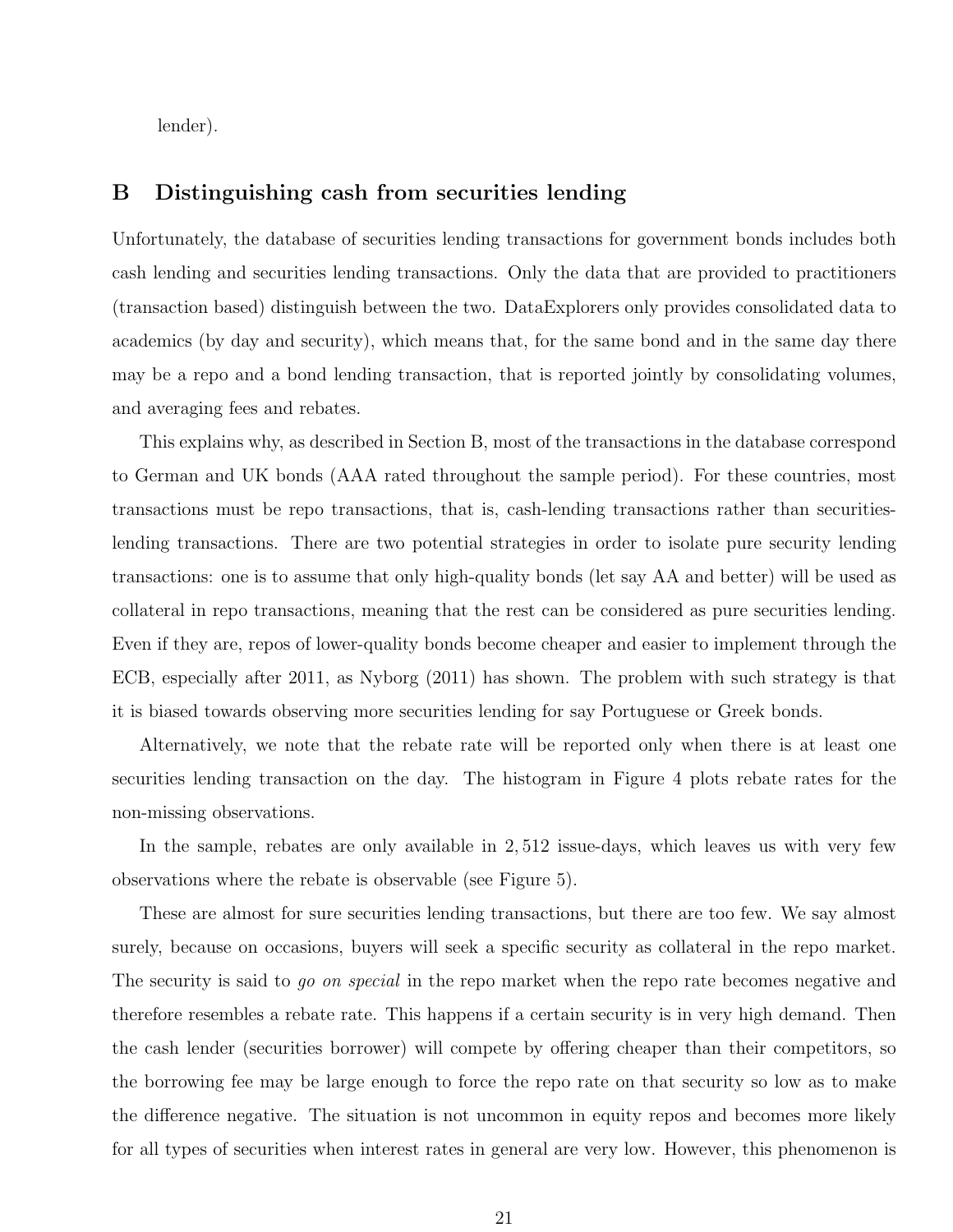lender).

## B Distinguishing cash from securities lending

Unfortunately, the database of securities lending transactions for government bonds includes both cash lending and securities lending transactions. Only the data that are provided to practitioners (transaction based) distinguish between the two. DataExplorers only provides consolidated data to academics (by day and security), which means that, for the same bond and in the same day there may be a repo and a bond lending transaction, that is reported jointly by consolidating volumes, and averaging fees and rebates.

This explains why, as described in Section B, most of the transactions in the database correspond to German and UK bonds (AAA rated throughout the sample period). For these countries, most transactions must be repo transactions, that is, cash-lending transactions rather than securities-lending transactions. There are two potential strategies in order to isolate pure security lending transactions: one is to assume that only high-quality bonds (let say AA and better) will be used as collateral in repo transactions, meaning that the rest can be considered as pure securities lending. Even if they are, repos of lower-quality bonds become cheaper and easier to implement through the ECB, especially after 2011, as Nyborg (2011) has shown. The problem with such strategy is that it is biased towards observing more securities lending for say Portuguese or Greek bonds.

Alternatively, we note that the rebate rate will be reported only when there is at least one securities lending transaction on the day. The histogram in Figure 4 plots rebate rates for the non-missing observations.

In the sample, rebates are only available in 2,512 issue-days, which leaves us with very few observations where the rebate is observable (see Figure 5).

These are almost for sure securities lending transactions, but there are too few. We say almost surely, because on occasions, buyers will seek a specific security as collateral in the repo market. The security is said to *go on special* in the repo market when the repo rate becomes negative and therefore resembles a rebate rate. This happens if a certain security is in very high demand. Then the cash lender (securities borrower) will compete by offering cheaper than their competitors, so the borrowing fee may be large enough to force the repo rate on that security so low as to make the difference negative. The situation is not uncommon in equity repos and becomes more likely for all types of securities when interest rates in general are very low. However, this phenomenon is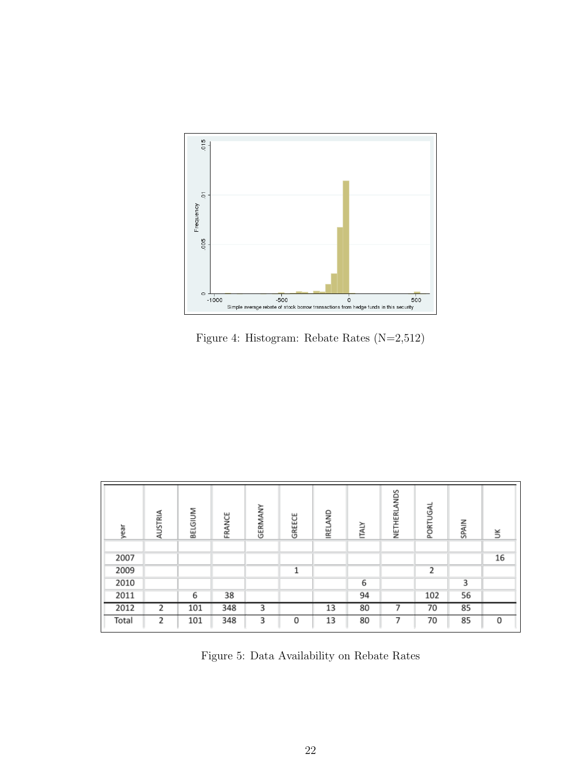Figure 4: Histogram: Rebate Rates (N=2,512)

| year | AUSTRIA | BELGIUM | FRANCE | GERMANY | GREECE | IRELAND | ITALY | NETHERLANDS | PORTUGAL | SPAIN | UK |
|---|---|---|---|---|---|---|---|---|---|---|---|
| | | | | | | | | | | | |
| 2007 | | | | | | | | | | | 16 |
| 2009 | | | | | 1 | | | | 2 | | |
| 2010 | | | | | | | 6 | | | 3 | |
| 2011 | | 6 | 38 | | | | 94 | | 102 | 56 | |
| 2012 | 2 | 101 | 348 | 3 | | 13 | 80 | 7 | 70 | 85 | |
| Total | 2 | 101 | 348 | 3 | 0 | 13 | 80 | 7 | 70 | 85 | 0 |

Figure 5: Data Availability on Rebate Rates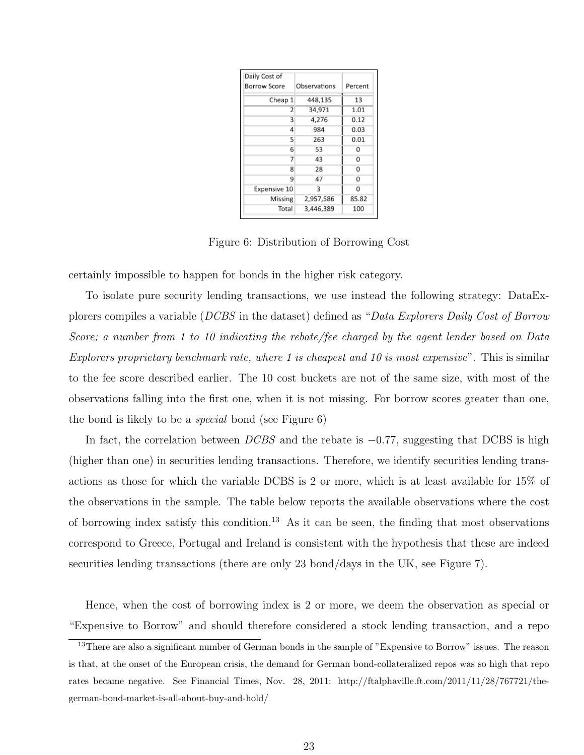| Daily Cost of Borrow Score | Observations | Percent |
|---|---|---|
| Cheap 1 | 448,135 | 13 |
| 2 | 34,971 | 1.01 |
| 3 | 4,276 | 0.12 |
| 4 | 984 | 0.03 |
| 5 | 263 | 0.01 |
| 6 | 53 | 0 |
| 7 | 43 | 0 |
| 8 | 28 | 0 |
| 9 | 47 | 0 |
| Expensive 10 | 3 | 0 |
| Missing | 2,957,586 | 85.82 |
| Total | 3,446,389 | 100 |

Figure 6: Distribution of Borrowing Cost

certainly impossible to happen for bonds in the higher risk category.

To isolate pure security lending transactions, we use instead the following strategy: DataExplorers compiles a variable (*DCBS* in the dataset) defined as "*Data Explorers Daily Cost of Borrow Score; a number from 1 to 10 indicating the rebate/fee charged by the agent lender based on Data Explorers proprietary benchmark rate, where 1 is cheapest and 10 is most expensive*". This is similar to the fee score described earlier. The 10 cost buckets are not of the same size, with most of the observations falling into the first one, when it is not missing. For borrow scores greater than one, the bond is likely to be a *special* bond (see Figure 6)

In fact, the correlation between *DCBS* and the rebate is $-0.77$, suggesting that DCBS is high (higher than one) in securities lending transactions. Therefore, we identify securities lending transactions as those for which the variable DCBS is 2 or more, which is at least available for 15% of the observations in the sample. The table below reports the available observations where the cost of borrowing index satisfy this condition.[13] As it can be seen, the finding that most observations correspond to Greece, Portugal and Ireland is consistent with the hypothesis that these are indeed securities lending transactions (there are only 23 bond/days in the UK, see Figure 7).

Hence, when the cost of borrowing index is 2 or more, we deem the observation as special or "Expensive to Borrow" and should therefore considered a stock lending transaction, and a repo

[13] There are also a significant number of German bonds in the sample of "Expensive to Borrow" issues. The reason is that, at the onset of the European crisis, the demand for German bond-collateralized repos was so high that repo rates became negative. See Financial Times, Nov. 28, 2011: http://ftalphaville.ft.com/2011/11/28/767721/the-german-bond-market-is-all-about-buy-and-hold/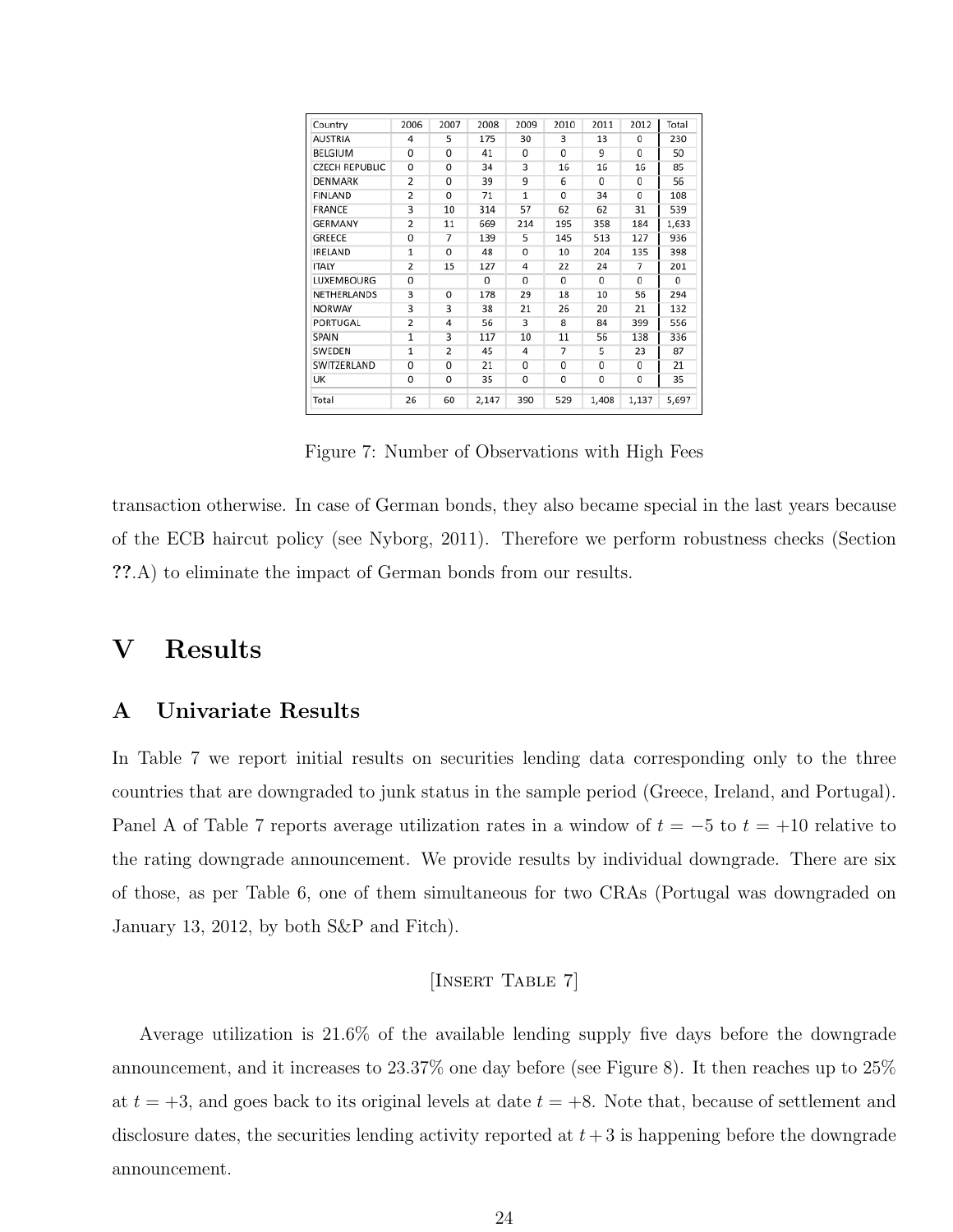| Country | 2006 | 2007 | 2008 | 2009 | 2010 | 2011 | 2012 | Total |
|---|---|---|---|---|---|---|---|---|
| AUSTRIA | 4 | 5 | 175 | 30 | 3 | 13 | 0 | 230 |
| BELGIUM | 0 | 0 | 41 | 0 | 0 | 9 | 0 | 50 |
| CZECH REPUBLIC | 0 | 0 | 34 | 3 | 16 | 16 | 16 | 85 |
| DENMARK | 2 | 0 | 39 | 9 | 6 | 0 | 0 | 56 |
| FINLAND | 2 | 0 | 71 | 1 | 0 | 34 | 0 | 108 |
| FRANCE | 3 | 10 | 314 | 57 | 62 | 62 | 31 | 539 |
| GERMANY | 2 | 11 | 669 | 214 | 195 | 358 | 184 | 1,633 |
| GREECE | 0 | 7 | 139 | 5 | 145 | 513 | 127 | 936 |
| IRELAND | 1 | 0 | 48 | 0 | 10 | 204 | 135 | 398 |
| ITALY | 2 | 15 | 127 | 4 | 22 | 24 | 7 | 201 |
| LUXEMBOURG | 0 | | 0 | 0 | 0 | 0 | 0 | 0 |
| NETHERLANDS | 3 | 0 | 178 | 29 | 18 | 10 | 56 | 294 |
| NORWAY | 3 | 3 | 38 | 21 | 26 | 20 | 21 | 132 |
| PORTUGAL | 2 | 4 | 56 | 3 | 8 | 84 | 399 | 556 |
| SPAIN | 1 | 3 | 117 | 10 | 11 | 56 | 138 | 336 |
| SWEDEN | 1 | 2 | 45 | 4 | 7 | 5 | 23 | 87 |
| SWITZERLAND | 0 | 0 | 21 | 0 | 0 | 0 | 0 | 21 |
| UK | 0 | 0 | 35 | 0 | 0 | 0 | 0 | 35 |
| Total | 26 | 60 | 2,147 | 390 | 529 | 1,408 | 1,137 | 5,697 |

Figure 7: Number of Observations with High Fees

transaction otherwise. In case of German bonds, they also became special in the last years because of the ECB haircut policy (see Nyborg, 2011). Therefore we perform robustness checks (Section ??.A) to eliminate the impact of German bonds from our results.

# V Results

## A Univariate Results

In Table 7 we report initial results on securities lending data corresponding only to the three countries that are downgraded to junk status in the sample period (Greece, Ireland, and Portugal). Panel A of Table 7 reports average utilization rates in a window of $t = -5$ to $t = +10$ relative to the rating downgrade announcement. We provide results by individual downgrade. There are six of those, as per Table 6, one of them simultaneous for two CRAs (Portugal was downgraded on January 13, 2012, by both S&P and Fitch).

[Insert Table 7]

Average utilization is 21.6% of the available lending supply five days before the downgrade announcement, and it increases to 23.37% one day before (see Figure 8). It then reaches up to 25% at $t = +3$, and goes back to its original levels at date $t = +8$. Note that, because of settlement and disclosure dates, the securities lending activity reported at $t + 3$ is happening before the downgrade announcement.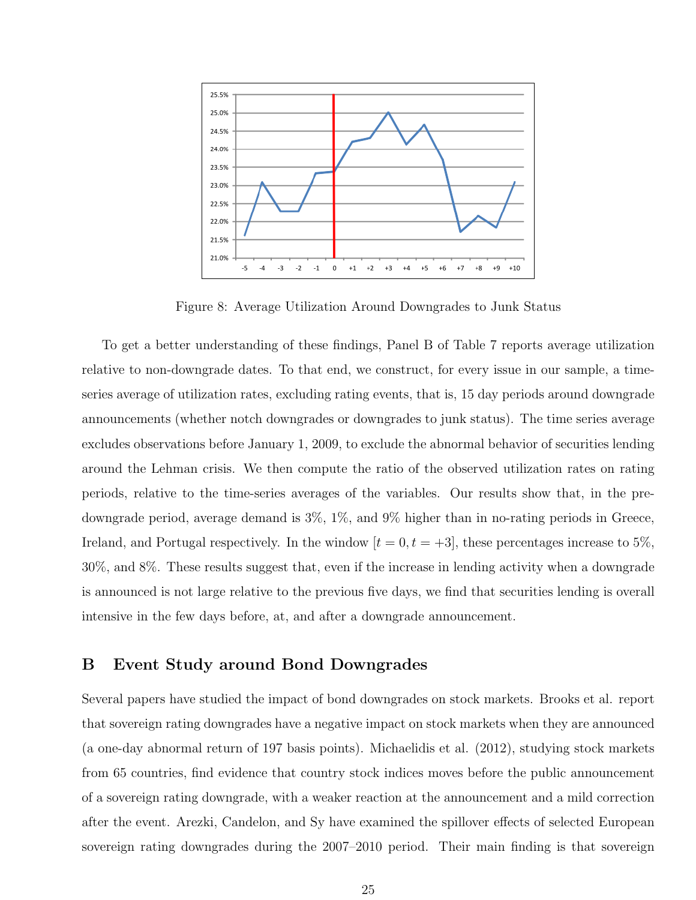Figure 8: Average Utilization Around Downgrades to Junk Status

To get a better understanding of these findings, Panel B of Table 7 reports average utilization relative to non-downgrade dates. To that end, we construct, for every issue in our sample, a time-series average of utilization rates, excluding rating events, that is, 15 day periods around downgrade announcements (whether notch downgrades or downgrades to junk status). The time series average excludes observations before January 1, 2009, to exclude the abnormal behavior of securities lending around the Lehman crisis. We then compute the ratio of the observed utilization rates on rating periods, relative to the time-series averages of the variables. Our results show that, in the pre-downgrade period, average demand is 3%, 1%, and 9% higher than in no-rating periods in Greece, Ireland, and Portugal respectively. In the window $[t = 0, t = +3]$, these percentages increase to 5%, 30%, and 8%. These results suggest that, even if the increase in lending activity when a downgrade is announced is not large relative to the previous five days, we find that securities lending is overall intensive in the few days before, at, and after a downgrade announcement.

## B Event Study around Bond Downgrades

Several papers have studied the impact of bond downgrades on stock markets. Brooks et al. report that sovereign rating downgrades have a negative impact on stock markets when they are announced (a one-day abnormal return of 197 basis points). Michaelidis et al. (2012), studying stock markets from 65 countries, find evidence that country stock indices moves before the public announcement of a sovereign rating downgrade, with a weaker reaction at the announcement and a mild correction after the event. Arezki, Candelon, and Sy have examined the spillover effects of selected European sovereign rating downgrades during the 2007–2010 period. Their main finding is that sovereign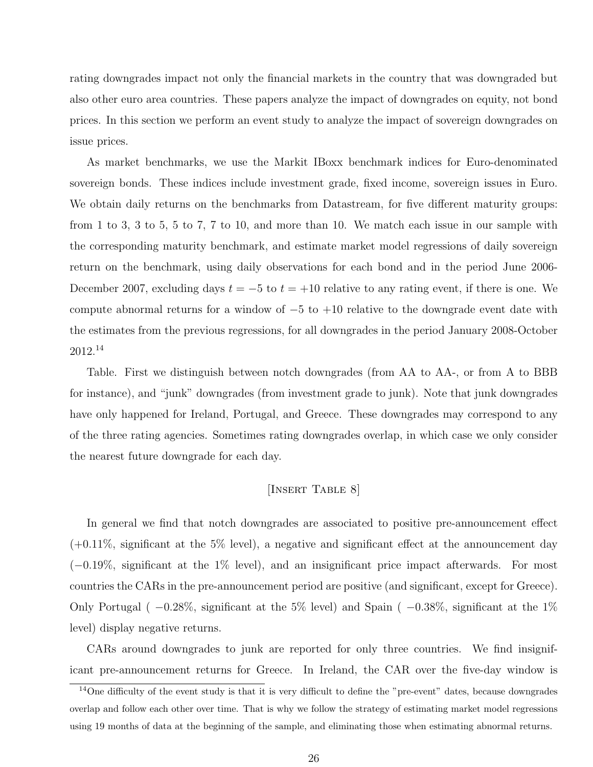rating downgrades impact not only the financial markets in the country that was downgraded but also other euro area countries. These papers analyze the impact of downgrades on equity, not bond prices. In this section we perform an event study to analyze the impact of sovereign downgrades on issue prices.

As market benchmarks, we use the Markit IBoxx benchmark indices for Euro-denominated sovereign bonds. These indices include investment grade, fixed income, sovereign issues in Euro. We obtain daily returns on the benchmarks from Datastream, for five different maturity groups: from 1 to 3, 3 to 5, 5 to 7, 7 to 10, and more than 10. We match each issue in our sample with the corresponding maturity benchmark, and estimate market model regressions of daily sovereign return on the benchmark, using daily observations for each bond and in the period June 2006-December 2007, excluding days $t = -5$ to $t = +10$ relative to any rating event, if there is one. We compute abnormal returns for a window of $-5$ to $+10$ relative to the downgrade event date with the estimates from the previous regressions, for all downgrades in the period January 2008-October 2012.[14]

Table. First we distinguish between notch downgrades (from AA to AA-, or from A to BBB for instance), and "junk" downgrades (from investment grade to junk). Note that junk downgrades have only happened for Ireland, Portugal, and Greece. These downgrades may correspond to any of the three rating agencies. Sometimes rating downgrades overlap, in which case we only consider the nearest future downgrade for each day.

[Insert Table 8]

In general we find that notch downgrades are associated to positive pre-announcement effect (+0.11%, significant at the 5% level), a negative and significant effect at the announcement day (−0.19%, significant at the 1% level), and an insignificant price impact afterwards. For most countries the CARs in the pre-announcement period are positive (and significant, except for Greece). Only Portugal ( −0.28%, significant at the 5% level) and Spain ( −0.38%, significant at the 1% level) display negative returns.

CARs around downgrades to junk are reported for only three countries. We find insignificant pre-announcement returns for Greece. In Ireland, the CAR over the five-day window is

[14] One difficulty of the event study is that it is very difficult to define the "pre-event" dates, because downgrades overlap and follow each other over time. That is why we follow the strategy of estimating market model regressions using 19 months of data at the beginning of the sample, and eliminating those when estimating abnormal returns.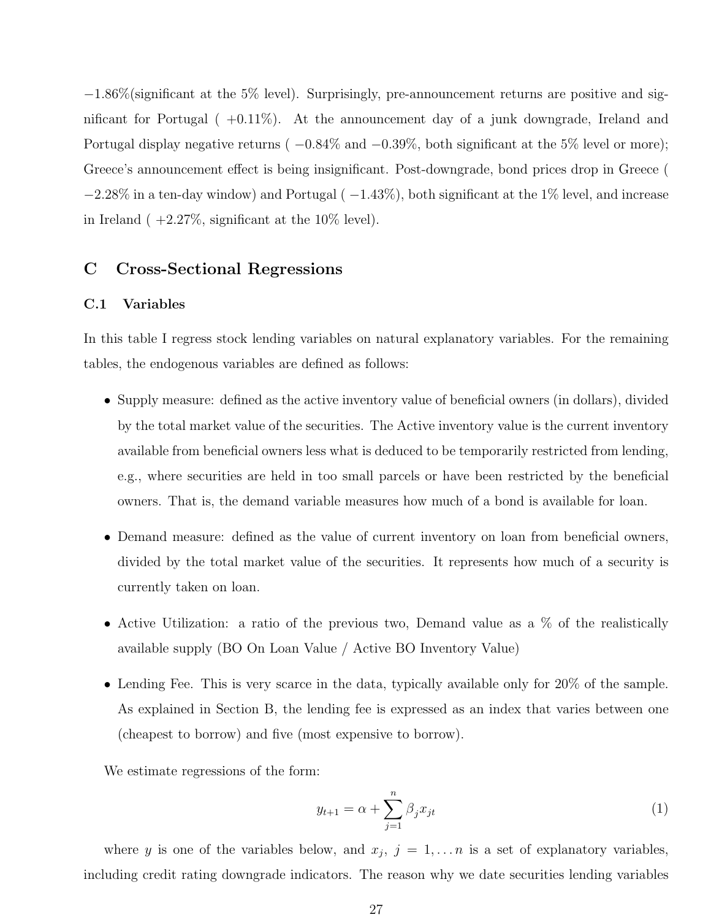$-1.86\%$(significant at the 5% level). Surprisingly, pre-announcement returns are positive and significant for Portugal ( $+0.11\%$). At the announcement day of a junk downgrade, Ireland and Portugal display negative returns ( $-0.84\%$ and $-0.39\%$, both significant at the 5% level or more); Greece's announcement effect is being insignificant. Post-downgrade, bond prices drop in Greece ( $-2.28\%$ in a ten-day window) and Portugal ( $-1.43\%$), both significant at the 1% level, and increase in Ireland ( $+2.27\%$, significant at the 10% level).

## C Cross-Sectional Regressions

### C.1 Variables

In this table I regress stock lending variables on natural explanatory variables. For the remaining tables, the endogenous variables are defined as follows:

- Supply measure: defined as the active inventory value of beneficial owners (in dollars), divided by the total market value of the securities. The Active inventory value is the current inventory available from beneficial owners less what is deduced to be temporarily restricted from lending, e.g., where securities are held in too small parcels or have been restricted by the beneficial owners. That is, the demand variable measures how much of a bond is available for loan.
- Demand measure: defined as the value of current inventory on loan from beneficial owners, divided by the total market value of the securities. It represents how much of a security is currently taken on loan.
- Active Utilization: a ratio of the previous two, Demand value as a % of the realistically available supply (BO On Loan Value / Active BO Inventory Value)
- Lending Fee. This is very scarce in the data, typically available only for 20% of the sample. As explained in Section B, the lending fee is expressed as an index that varies between one (cheapest to borrow) and five (most expensive to borrow).

We estimate regressions of the form:

$$y_{t+1} = \alpha + \sum_{j=1}^{n} \beta_j x_{jt} \tag{1}$$

where $y$ is one of the variables below, and $x_j$, $j = 1, \ldots n$ is a set of explanatory variables, including credit rating downgrade indicators. The reason why we date securities lending variables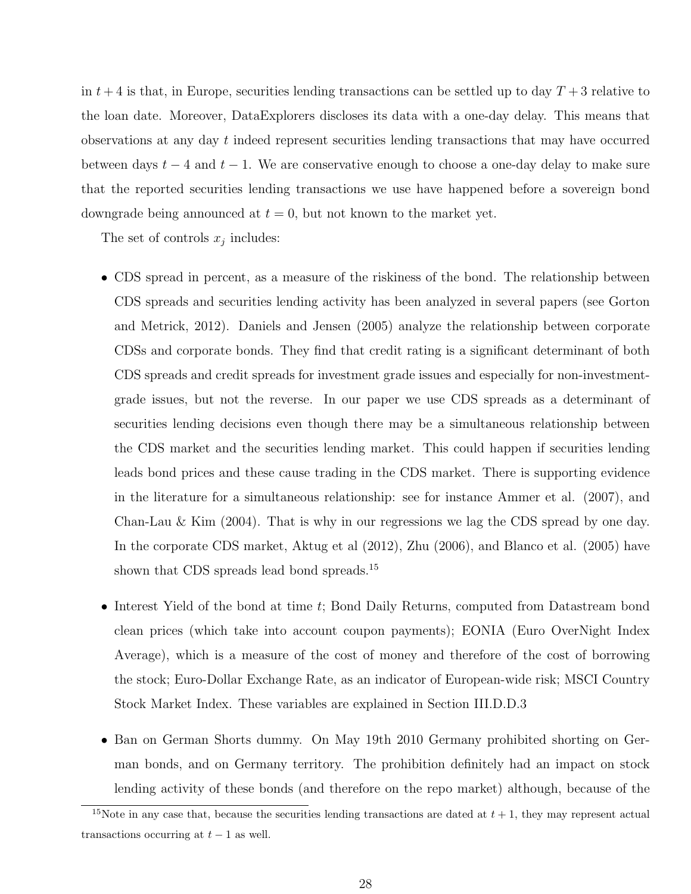in $t+4$ is that, in Europe, securities lending transactions can be settled up to day $T+3$ relative to the loan date. Moreover, DataExplorers discloses its data with a one-day delay. This means that observations at any day $t$ indeed represent securities lending transactions that may have occurred between days $t-4$ and $t-1$. We are conservative enough to choose a one-day delay to make sure that the reported securities lending transactions we use have happened before a sovereign bond downgrade being announced at $t = 0$, but not known to the market yet.

The set of controls $x_j$ includes:

- CDS spread in percent, as a measure of the riskiness of the bond. The relationship between CDS spreads and securities lending activity has been analyzed in several papers (see Gorton and Metrick, 2012). Daniels and Jensen (2005) analyze the relationship between corporate CDSs and corporate bonds. They find that credit rating is a significant determinant of both CDS spreads and credit spreads for investment grade issues and especially for non-investment-grade issues, but not the reverse. In our paper we use CDS spreads as a determinant of securities lending decisions even though there may be a simultaneous relationship between the CDS market and the securities lending market. This could happen if securities lending leads bond prices and these cause trading in the CDS market. There is supporting evidence in the literature for a simultaneous relationship: see for instance Ammer et al. (2007), and Chan-Lau & Kim (2004). That is why in our regressions we lag the CDS spread by one day. In the corporate CDS market, Aktug et al (2012), Zhu (2006), and Blanco et al. (2005) have shown that CDS spreads lead bond spreads.[15]

- Interest Yield of the bond at time $t$; Bond Daily Returns, computed from Datastream bond clean prices (which take into account coupon payments); EONIA (Euro OverNight Index Average), which is a measure of the cost of money and therefore of the cost of borrowing the stock; Euro-Dollar Exchange Rate, as an indicator of European-wide risk; MSCI Country Stock Market Index. These variables are explained in Section III.D.D.3

- Ban on German Shorts dummy. On May 19th 2010 Germany prohibited shorting on German bonds, and on Germany territory. The prohibition definitely had an impact on stock lending activity of these bonds (and therefore on the repo market) although, because of the

[15] Note in any case that, because the securities lending transactions are dated at $t+1$, they may represent actual transactions occurring at $t-1$ as well.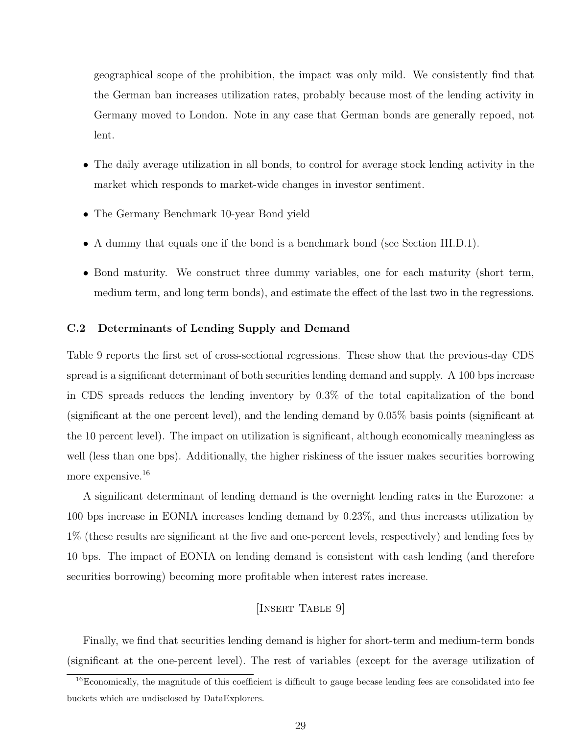geographical scope of the prohibition, the impact was only mild. We consistently find that the German ban increases utilization rates, probably because most of the lending activity in Germany moved to London. Note in any case that German bonds are generally repoed, not lent.

- The daily average utilization in all bonds, to control for average stock lending activity in the market which responds to market-wide changes in investor sentiment.
- The Germany Benchmark 10-year Bond yield
- A dummy that equals one if the bond is a benchmark bond (see Section III.D.1).
- Bond maturity. We construct three dummy variables, one for each maturity (short term, medium term, and long term bonds), and estimate the effect of the last two in the regressions.

### C.2 Determinants of Lending Supply and Demand

Table 9 reports the first set of cross-sectional regressions. These show that the previous-day CDS spread is a significant determinant of both securities lending demand and supply. A 100 bps increase in CDS spreads reduces the lending inventory by 0.3% of the total capitalization of the bond (significant at the one percent level), and the lending demand by 0.05% basis points (significant at the 10 percent level). The impact on utilization is significant, although economically meaningless as well (less than one bps). Additionally, the higher riskiness of the issuer makes securities borrowing more expensive.[16]

A significant determinant of lending demand is the overnight lending rates in the Eurozone: a 100 bps increase in EONIA increases lending demand by 0.23%, and thus increases utilization by 1% (these results are significant at the five and one-percent levels, respectively) and lending fees by 10 bps. The impact of EONIA on lending demand is consistent with cash lending (and therefore securities borrowing) becoming more profitable when interest rates increase.

[Insert Table 9]

Finally, we find that securities lending demand is higher for short-term and medium-term bonds (significant at the one-percent level). The rest of variables (except for the average utilization of

[16]Economically, the magnitude of this coefficient is difficult to gauge becase lending fees are consolidated into fee buckets which are undisclosed by DataExplorers.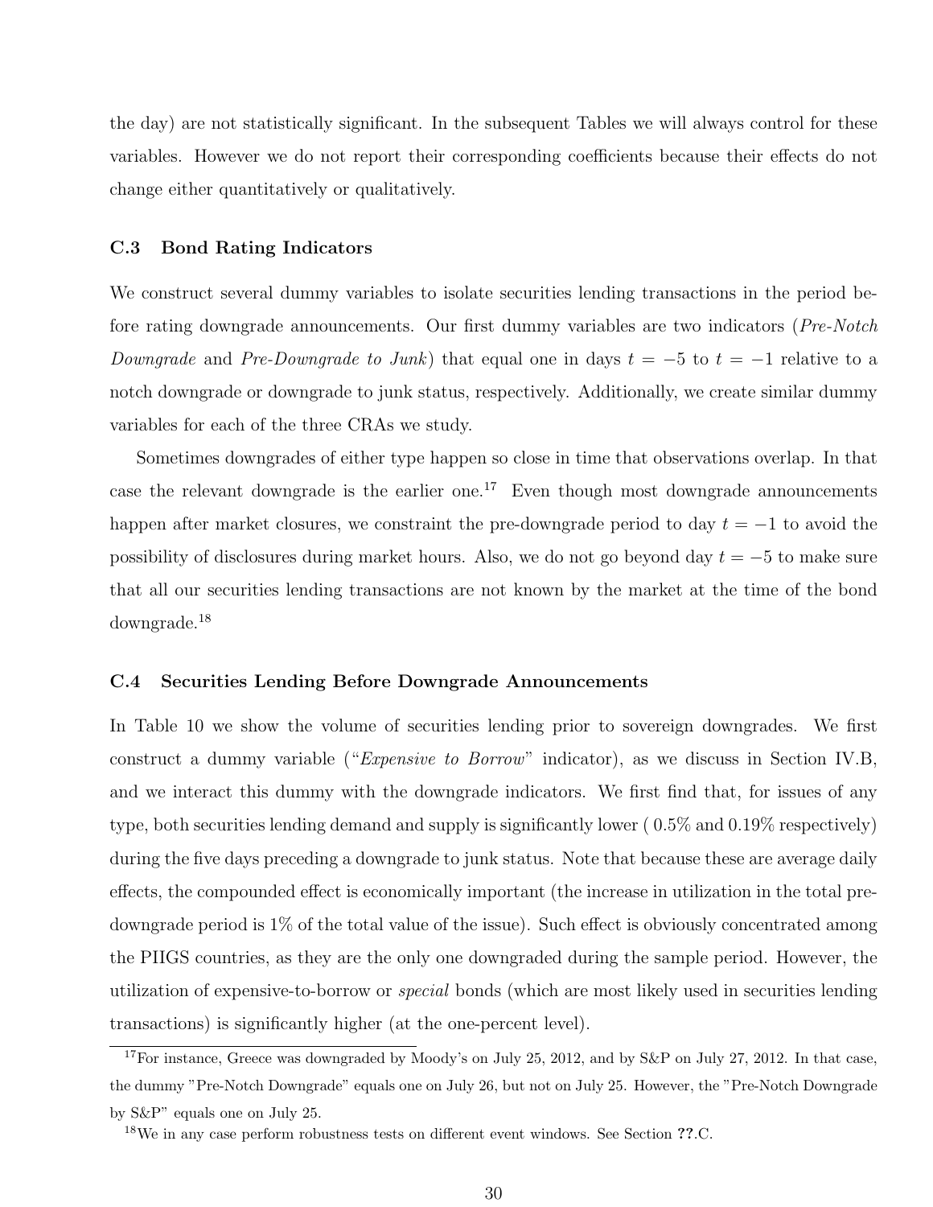the day) are not statistically significant. In the subsequent Tables we will always control for these variables. However we do not report their corresponding coefficients because their effects do not change either quantitatively or qualitatively.

### C.3 Bond Rating Indicators

We construct several dummy variables to isolate securities lending transactions in the period before rating downgrade announcements. Our first dummy variables are two indicators (*Pre-Notch Downgrade* and *Pre-Downgrade to Junk*) that equal one in days $t = -5$ to $t = -1$ relative to a notch downgrade or downgrade to junk status, respectively. Additionally, we create similar dummy variables for each of the three CRAs we study.

Sometimes downgrades of either type happen so close in time that observations overlap. In that case the relevant downgrade is the earlier one.[17] Even though most downgrade announcements happen after market closures, we constraint the pre-downgrade period to day $t = -1$ to avoid the possibility of disclosures during market hours. Also, we do not go beyond day $t = -5$ to make sure that all our securities lending transactions are not known by the market at the time of the bond downgrade.[18]

### C.4 Securities Lending Before Downgrade Announcements

In Table 10 we show the volume of securities lending prior to sovereign downgrades. We first construct a dummy variable ("*Expensive to Borrow*" indicator), as we discuss in Section IV.B, and we interact this dummy with the downgrade indicators. We first find that, for issues of any type, both securities lending demand and supply is significantly lower ( 0.5% and 0.19% respectively) during the five days preceding a downgrade to junk status. Note that because these are average daily effects, the compounded effect is economically important (the increase in utilization in the total pre-downgrade period is 1% of the total value of the issue). Such effect is obviously concentrated among the PIIGS countries, as they are the only one downgraded during the sample period. However, the utilization of expensive-to-borrow or *special* bonds (which are most likely used in securities lending transactions) is significantly higher (at the one-percent level).

[17] For instance, Greece was downgraded by Moody's on July 25, 2012, and by S&P on July 27, 2012. In that case, the dummy "Pre-Notch Downgrade" equals one on July 26, but not on July 25. However, the "Pre-Notch Downgrade by S&P" equals one on July 25.

[18] We in any case perform robustness tests on different event windows. See Section **??**.C.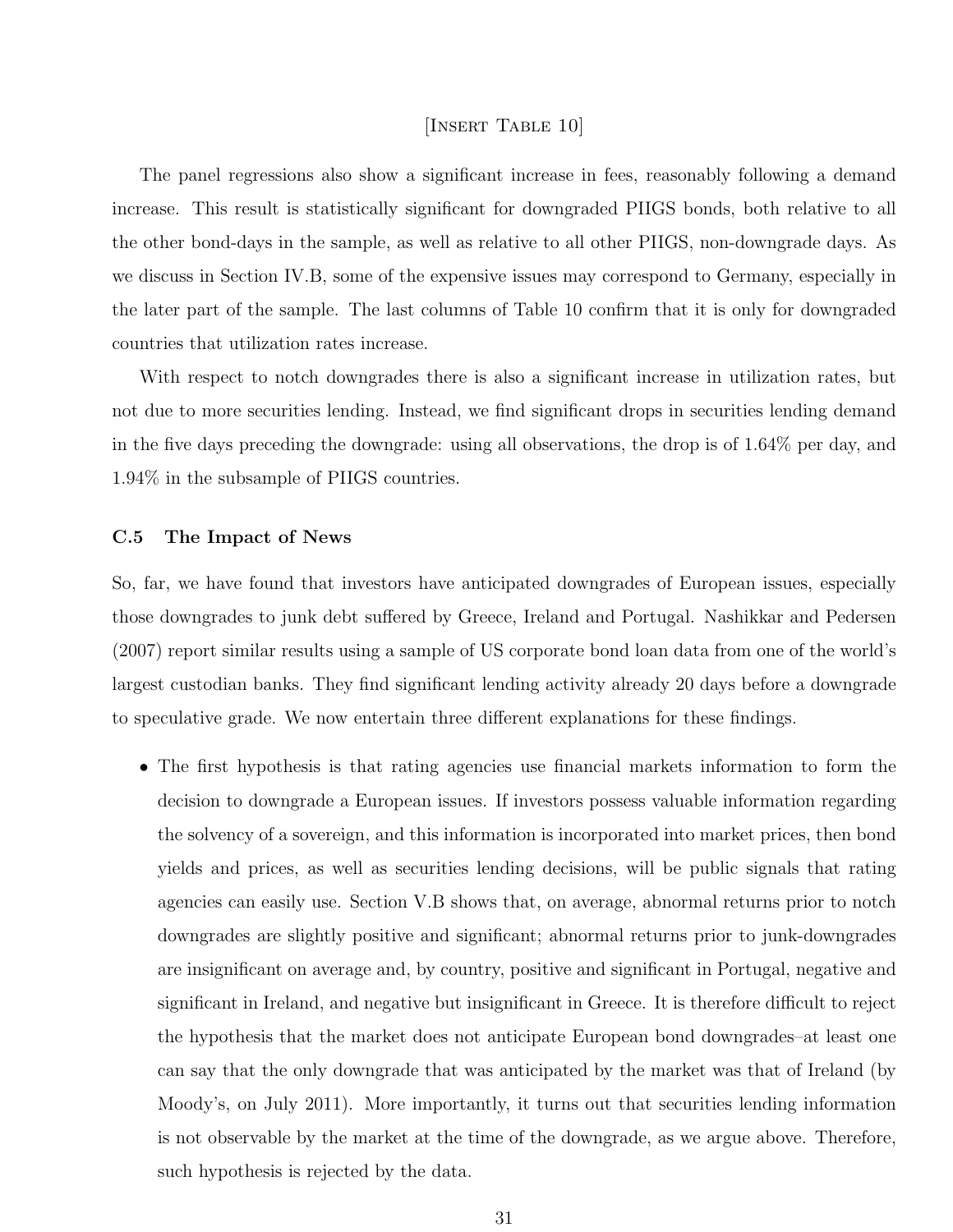[Insert Table 10]

The panel regressions also show a significant increase in fees, reasonably following a demand increase. This result is statistically significant for downgraded PIIGS bonds, both relative to all the other bond-days in the sample, as well as relative to all other PIIGS, non-downgrade days. As we discuss in Section IV.B, some of the expensive issues may correspond to Germany, especially in the later part of the sample. The last columns of Table 10 confirm that it is only for downgraded countries that utilization rates increase.

With respect to notch downgrades there is also a significant increase in utilization rates, but not due to more securities lending. Instead, we find significant drops in securities lending demand in the five days preceding the downgrade: using all observations, the drop is of 1.64% per day, and 1.94% in the subsample of PIIGS countries.

### C.5 The Impact of News

So, far, we have found that investors have anticipated downgrades of European issues, especially those downgrades to junk debt suffered by Greece, Ireland and Portugal. Nashikkar and Pedersen (2007) report similar results using a sample of US corporate bond loan data from one of the world's largest custodian banks. They find significant lending activity already 20 days before a downgrade to speculative grade. We now entertain three different explanations for these findings.

- The first hypothesis is that rating agencies use financial markets information to form the decision to downgrade a European issues. If investors possess valuable information regarding the solvency of a sovereign, and this information is incorporated into market prices, then bond yields and prices, as well as securities lending decisions, will be public signals that rating agencies can easily use. Section V.B shows that, on average, abnormal returns prior to notch downgrades are slightly positive and significant; abnormal returns prior to junk-downgrades are insignificant on average and, by country, positive and significant in Portugal, negative and significant in Ireland, and negative but insignificant in Greece. It is therefore difficult to reject the hypothesis that the market does not anticipate European bond downgrades–at least one can say that the only downgrade that was anticipated by the market was that of Ireland (by Moody's, on July 2011). More importantly, it turns out that securities lending information is not observable by the market at the time of the downgrade, as we argue above. Therefore, such hypothesis is rejected by the data.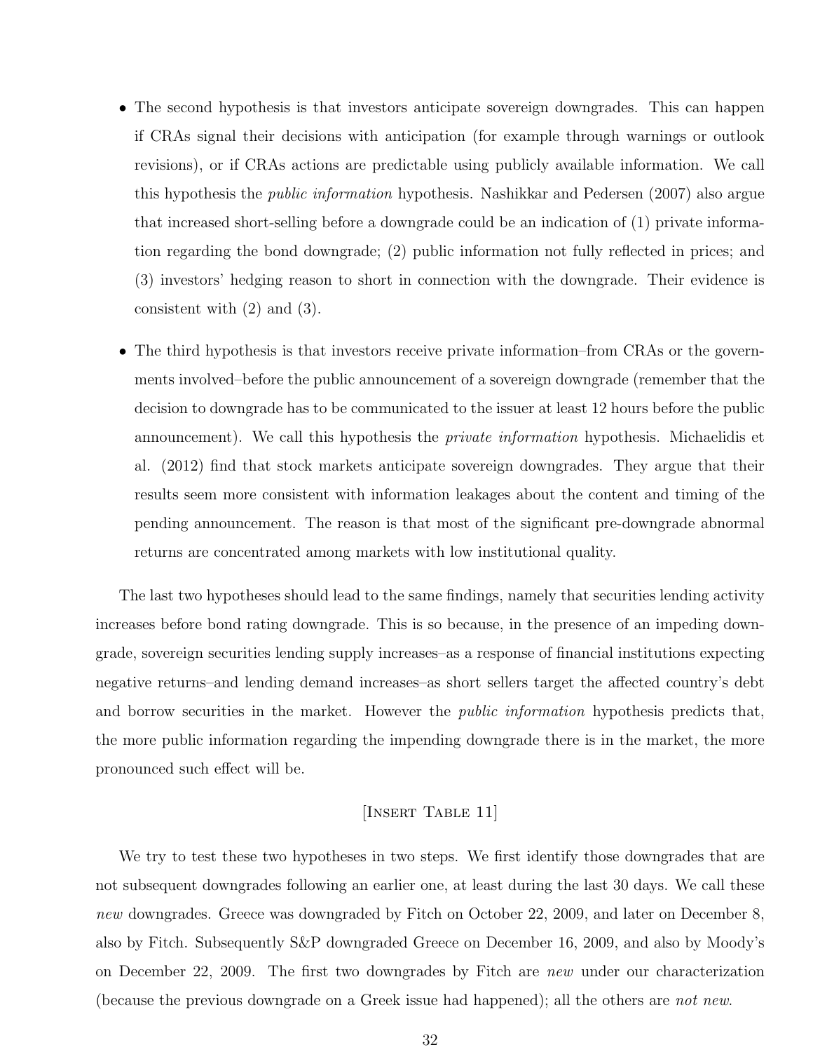- The second hypothesis is that investors anticipate sovereign downgrades. This can happen if CRAs signal their decisions with anticipation (for example through warnings or outlook revisions), or if CRAs actions are predictable using publicly available information. We call this hypothesis the *public information* hypothesis. Nashikkar and Pedersen (2007) also argue that increased short-selling before a downgrade could be an indication of (1) private information regarding the bond downgrade; (2) public information not fully reflected in prices; and (3) investors' hedging reason to short in connection with the downgrade. Their evidence is consistent with (2) and (3).

- The third hypothesis is that investors receive private information–from CRAs or the governments involved–before the public announcement of a sovereign downgrade (remember that the decision to downgrade has to be communicated to the issuer at least 12 hours before the public announcement). We call this hypothesis the *private information* hypothesis. Michaelidis et al. (2012) find that stock markets anticipate sovereign downgrades. They argue that their results seem more consistent with information leakages about the content and timing of the pending announcement. The reason is that most of the significant pre-downgrade abnormal returns are concentrated among markets with low institutional quality.

The last two hypotheses should lead to the same findings, namely that securities lending activity increases before bond rating downgrade. This is so because, in the presence of an impeding downgrade, sovereign securities lending supply increases–as a response of financial institutions expecting negative returns–and lending demand increases–as short sellers target the affected country's debt and borrow securities in the market. However the *public information* hypothesis predicts that, the more public information regarding the impending downgrade there is in the market, the more pronounced such effect will be.

[Insert Table 11]

We try to test these two hypotheses in two steps. We first identify those downgrades that are not subsequent downgrades following an earlier one, at least during the last 30 days. We call these *new* downgrades. Greece was downgraded by Fitch on October 22, 2009, and later on December 8, also by Fitch. Subsequently S&P downgraded Greece on December 16, 2009, and also by Moody's on December 22, 2009. The first two downgrades by Fitch are *new* under our characterization (because the previous downgrade on a Greek issue had happened); all the others are *not new*.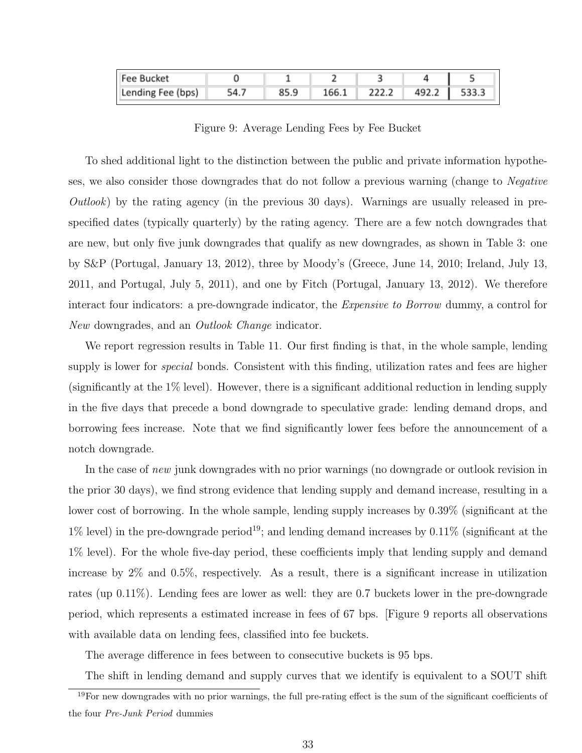| Fee Bucket | 0 | 1 | 2 | 3 | 4 | 5 |
| --- | --- | --- | --- | --- | --- | --- |
| Lending Fee (bps) | 54.7 | 85.9 | 166.1 | 222.2 | 492.2 | 533.3 |

Figure 9: Average Lending Fees by Fee Bucket

To shed additional light to the distinction between the public and private information hypotheses, we also consider those downgrades that do not follow a previous warning (change to *Negative Outlook*) by the rating agency (in the previous 30 days). Warnings are usually released in pre-specified dates (typically quarterly) by the rating agency. There are a few notch downgrades that are new, but only five junk downgrades that qualify as new downgrades, as shown in Table 3: one by S&P (Portugal, January 13, 2012), three by Moody's (Greece, June 14, 2010; Ireland, July 13, 2011, and Portugal, July 5, 2011), and one by Fitch (Portugal, January 13, 2012). We therefore interact four indicators: a pre-downgrade indicator, the *Expensive to Borrow* dummy, a control for *New* downgrades, and an *Outlook Change* indicator.

We report regression results in Table 11. Our first finding is that, in the whole sample, lending supply is lower for *special* bonds. Consistent with this finding, utilization rates and fees are higher (significantly at the 1% level). However, there is a significant additional reduction in lending supply in the five days that precede a bond downgrade to speculative grade: lending demand drops, and borrowing fees increase. Note that we find significantly lower fees before the announcement of a notch downgrade.

In the case of *new* junk downgrades with no prior warnings (no downgrade or outlook revision in the prior 30 days), we find strong evidence that lending supply and demand increase, resulting in a lower cost of borrowing. In the whole sample, lending supply increases by 0.39% (significant at the 1% level) in the pre-downgrade period[19]; and lending demand increases by 0.11% (significant at the 1% level). For the whole five-day period, these coefficients imply that lending supply and demand increase by 2% and 0.5%, respectively. As a result, there is a significant increase in utilization rates (up 0.11%). Lending fees are lower as well: they are 0.7 buckets lower in the pre-downgrade period, which represents a estimated increase in fees of 67 bps. [Figure 9 reports all observations with available data on lending fees, classified into fee buckets.

The average difference in fees between to consecutive buckets is 95 bps.

The shift in lending demand and supply curves that we identify is equivalent to a SOUT shift

[19]For new downgrades with no prior warnings, the full pre-rating effect is the sum of the significant coefficients of the four *Pre-Junk Period* dummies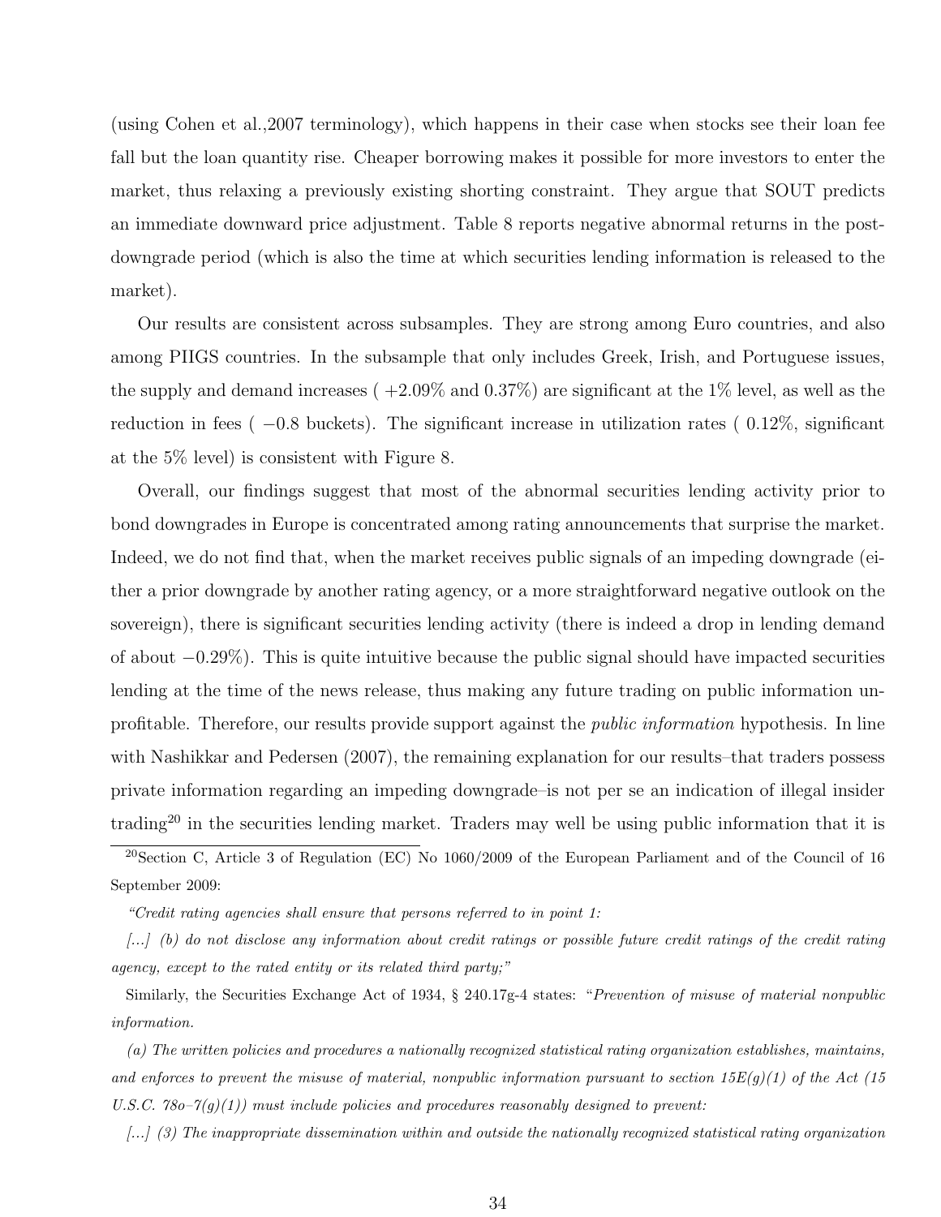(using Cohen et al.,2007 terminology), which happens in their case when stocks see their loan fee fall but the loan quantity rise. Cheaper borrowing makes it possible for more investors to enter the market, thus relaxing a previously existing shorting constraint. They argue that SOUT predicts an immediate downward price adjustment. Table 8 reports negative abnormal returns in the post-downgrade period (which is also the time at which securities lending information is released to the market).

Our results are consistent across subsamples. They are strong among Euro countries, and also among PIIGS countries. In the subsample that only includes Greek, Irish, and Portuguese issues, the supply and demand increases ( +2.09% and 0.37%) are significant at the 1% level, as well as the reduction in fees ( −0.8 buckets). The significant increase in utilization rates ( 0.12%, significant at the 5% level) is consistent with Figure 8.

Overall, our findings suggest that most of the abnormal securities lending activity prior to bond downgrades in Europe is concentrated among rating announcements that surprise the market. Indeed, we do not find that, when the market receives public signals of an impeding downgrade (either a prior downgrade by another rating agency, or a more straightforward negative outlook on the sovereign), there is significant securities lending activity (there is indeed a drop in lending demand of about −0.29%). This is quite intuitive because the public signal should have impacted securities lending at the time of the news release, thus making any future trading on public information unprofitable. Therefore, our results provide support against the *public information* hypothesis. In line with Nashikkar and Pedersen (2007), the remaining explanation for our results–that traders possess private information regarding an impeding downgrade–is not per se an indication of illegal insider trading[20] in the securities lending market. Traders may well be using public information that it is

[20] Section C, Article 3 of Regulation (EC) No 1060/2009 of the European Parliament and of the Council of 16 September 2009:

*"Credit rating agencies shall ensure that persons referred to in point 1:*

*[...] (b) do not disclose any information about credit ratings or possible future credit ratings of the credit rating agency, except to the rated entity or its related third party;"*

Similarly, the Securities Exchange Act of 1934, § 240.17g-4 states: "*Prevention of misuse of material nonpublic information.*

*(a) The written policies and procedures a nationally recognized statistical rating organization establishes, maintains, and enforces to prevent the misuse of material, nonpublic information pursuant to section 15E(g)(1) of the Act (15 U.S.C. 78o–7(g)(1)) must include policies and procedures reasonably designed to prevent:*

*[...] (3) The inappropriate dissemination within and outside the nationally recognized statistical rating organization*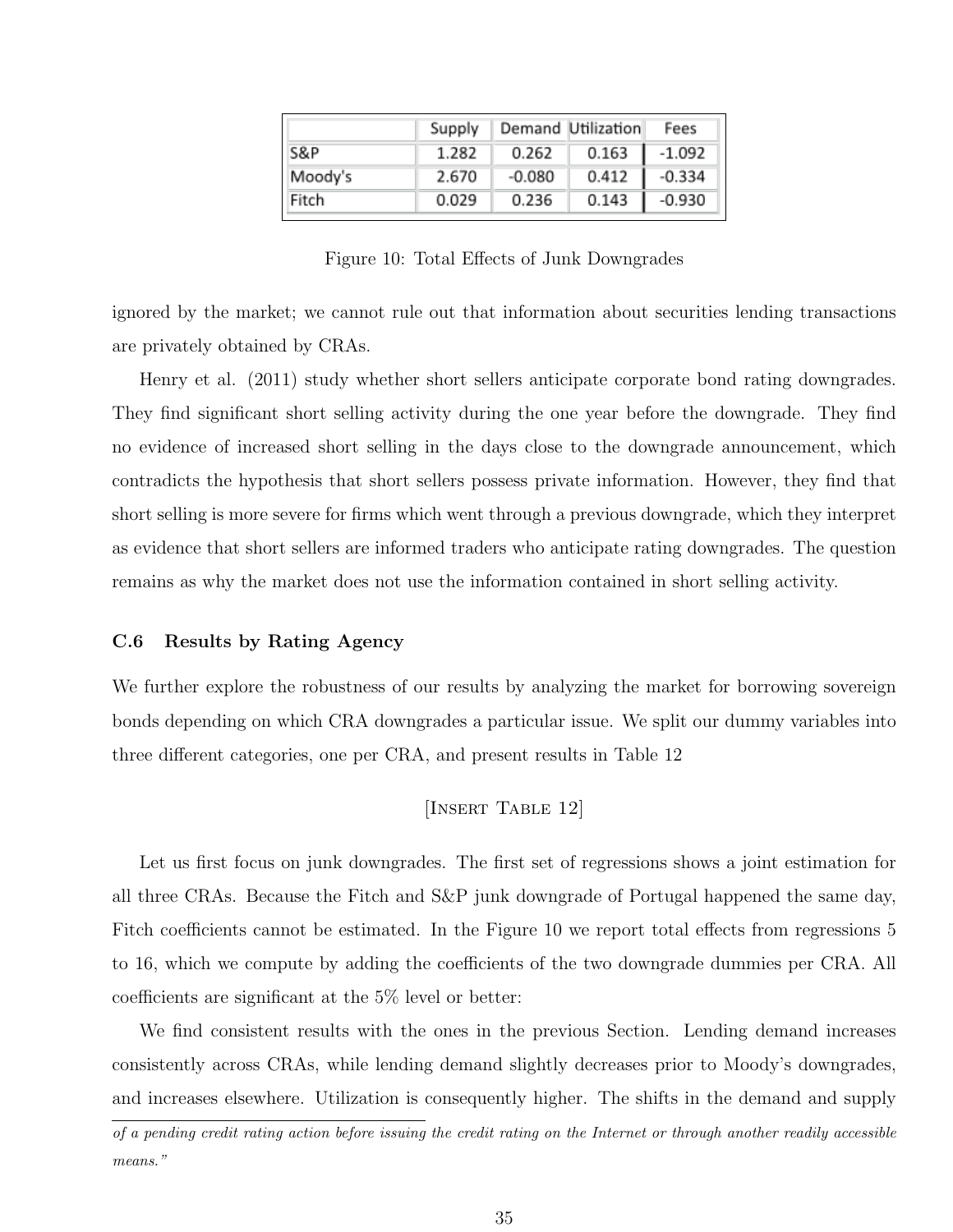| | Supply | Demand | Utilization | Fees |
|---|---|---|---|---|
| S&P | 1.282 | 0.262 | 0.163 | -1.092 |
| Moody's | 2.670 | -0.080 | 0.412 | -0.334 |
| Fitch | 0.029 | 0.236 | 0.143 | -0.930 |

Figure 10: Total Effects of Junk Downgrades

ignored by the market; we cannot rule out that information about securities lending transactions are privately obtained by CRAs.

Henry et al. (2011) study whether short sellers anticipate corporate bond rating downgrades. They find significant short selling activity during the one year before the downgrade. They find no evidence of increased short selling in the days close to the downgrade announcement, which contradicts the hypothesis that short sellers possess private information. However, they find that short selling is more severe for firms which went through a previous downgrade, which they interpret as evidence that short sellers are informed traders who anticipate rating downgrades. The question remains as why the market does not use the information contained in short selling activity.

### C.6 Results by Rating Agency

We further explore the robustness of our results by analyzing the market for borrowing sovereign bonds depending on which CRA downgrades a particular issue. We split our dummy variables into three different categories, one per CRA, and present results in Table 12

[Insert Table 12]

Let us first focus on junk downgrades. The first set of regressions shows a joint estimation for all three CRAs. Because the Fitch and S&P junk downgrade of Portugal happened the same day, Fitch coefficients cannot be estimated. In the Figure 10 we report total effects from regressions 5 to 16, which we compute by adding the coefficients of the two downgrade dummies per CRA. All coefficients are significant at the 5% level or better:

We find consistent results with the ones in the previous Section. Lending demand increases consistently across CRAs, while lending demand slightly decreases prior to Moody's downgrades, and increases elsewhere. Utilization is consequently higher. The shifts in the demand and supply

*of a pending credit rating action before issuing the credit rating on the Internet or through another readily accessible means."*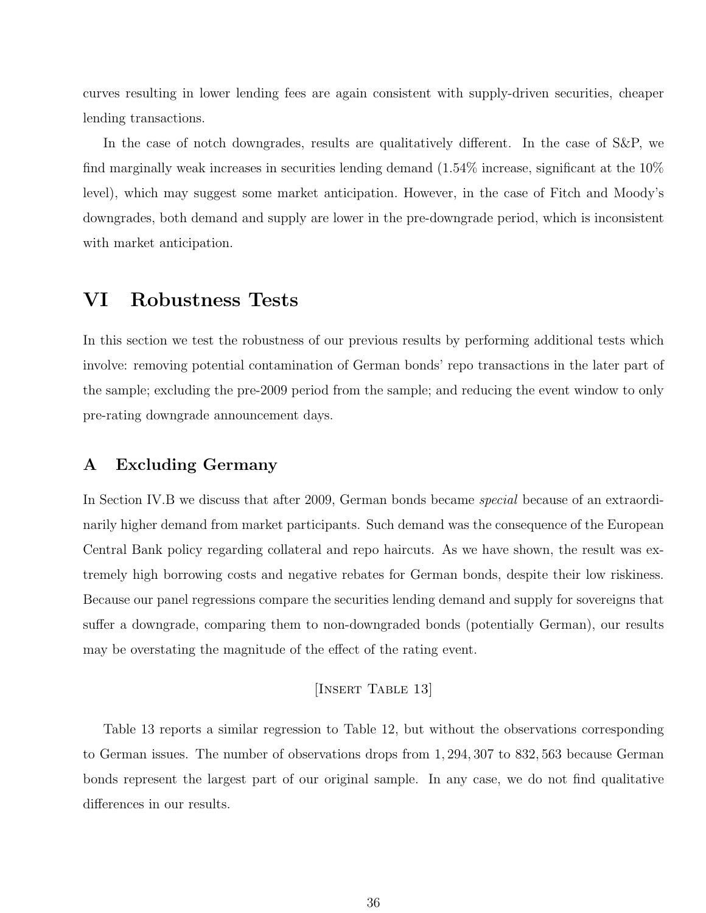curves resulting in lower lending fees are again consistent with supply-driven securities, cheaper lending transactions.

In the case of notch downgrades, results are qualitatively different. In the case of S&P, we find marginally weak increases in securities lending demand (1.54% increase, significant at the 10% level), which may suggest some market anticipation. However, in the case of Fitch and Moody's downgrades, both demand and supply are lower in the pre-downgrade period, which is inconsistent with market anticipation.

# VI Robustness Tests

In this section we test the robustness of our previous results by performing additional tests which involve: removing potential contamination of German bonds' repo transactions in the later part of the sample; excluding the pre-2009 period from the sample; and reducing the event window to only pre-rating downgrade announcement days.

## A Excluding Germany

In Section IV.B we discuss that after 2009, German bonds became *special* because of an extraordinarily higher demand from market participants. Such demand was the consequence of the European Central Bank policy regarding collateral and repo haircuts. As we have shown, the result was extremely high borrowing costs and negative rebates for German bonds, despite their low riskiness. Because our panel regressions compare the securities lending demand and supply for sovereigns that suffer a downgrade, comparing them to non-downgraded bonds (potentially German), our results may be overstating the magnitude of the effect of the rating event.

[Insert Table 13]

Table 13 reports a similar regression to Table 12, but without the observations corresponding to German issues. The number of observations drops from 1,294,307 to 832,563 because German bonds represent the largest part of our original sample. In any case, we do not find qualitative differences in our results.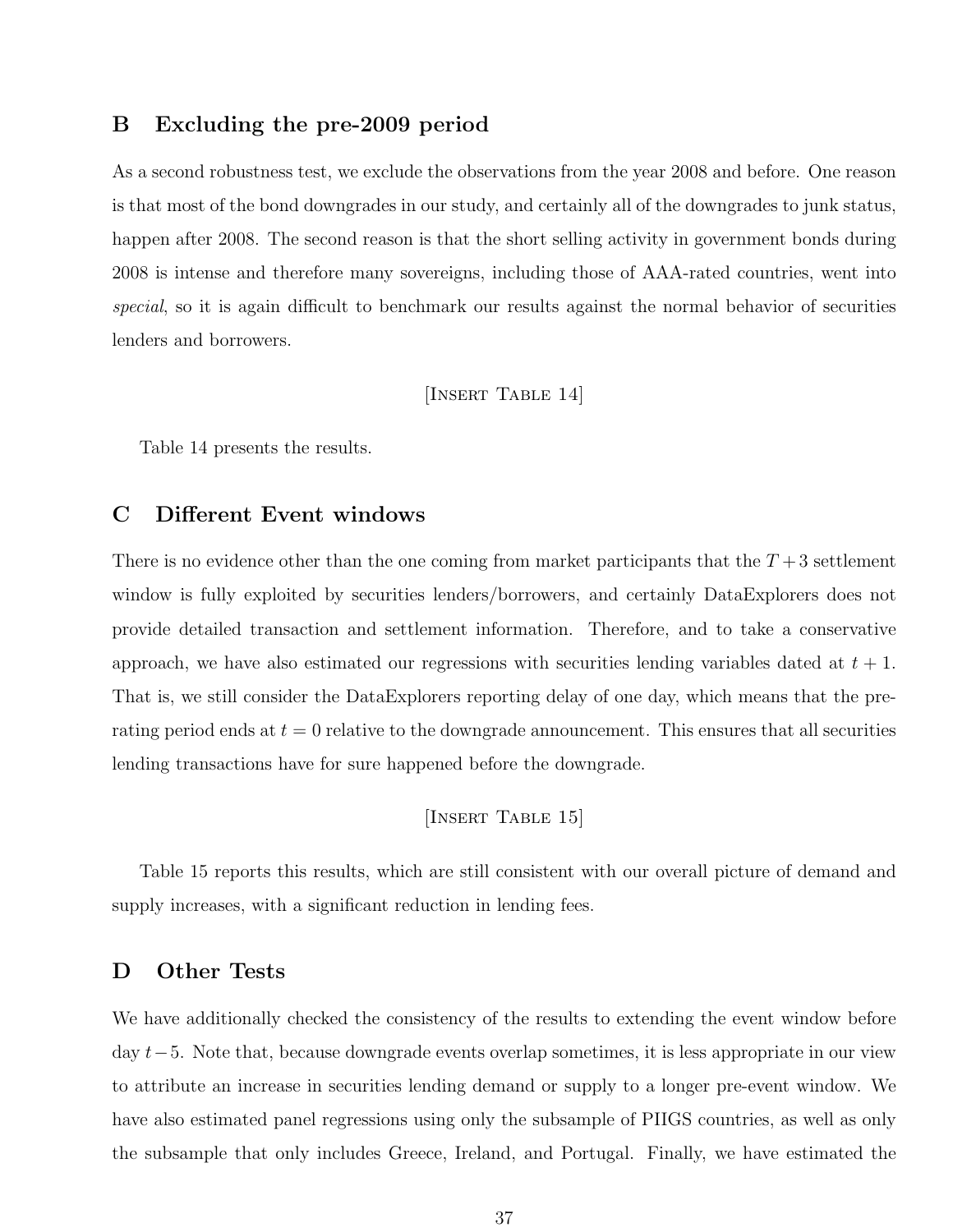## B Excluding the pre-2009 period

As a second robustness test, we exclude the observations from the year 2008 and before. One reason is that most of the bond downgrades in our study, and certainly all of the downgrades to junk status, happen after 2008. The second reason is that the short selling activity in government bonds during 2008 is intense and therefore many sovereigns, including those of AAA-rated countries, went into *special*, so it is again difficult to benchmark our results against the normal behavior of securities lenders and borrowers.

[Insert Table 14]

Table 14 presents the results.

## C Different Event windows

There is no evidence other than the one coming from market participants that the $T + 3$ settlement window is fully exploited by securities lenders/borrowers, and certainly DataExplorers does not provide detailed transaction and settlement information. Therefore, and to take a conservative approach, we have also estimated our regressions with securities lending variables dated at $t + 1$. That is, we still consider the DataExplorers reporting delay of one day, which means that the pre-rating period ends at $t = 0$ relative to the downgrade announcement. This ensures that all securities lending transactions have for sure happened before the downgrade.

[Insert Table 15]

Table 15 reports this results, which are still consistent with our overall picture of demand and supply increases, with a significant reduction in lending fees.

## D Other Tests

We have additionally checked the consistency of the results to extending the event window before day $t - 5$. Note that, because downgrade events overlap sometimes, it is less appropriate in our view to attribute an increase in securities lending demand or supply to a longer pre-event window. We have also estimated panel regressions using only the subsample of PIIGS countries, as well as only the subsample that only includes Greece, Ireland, and Portugal. Finally, we have estimated the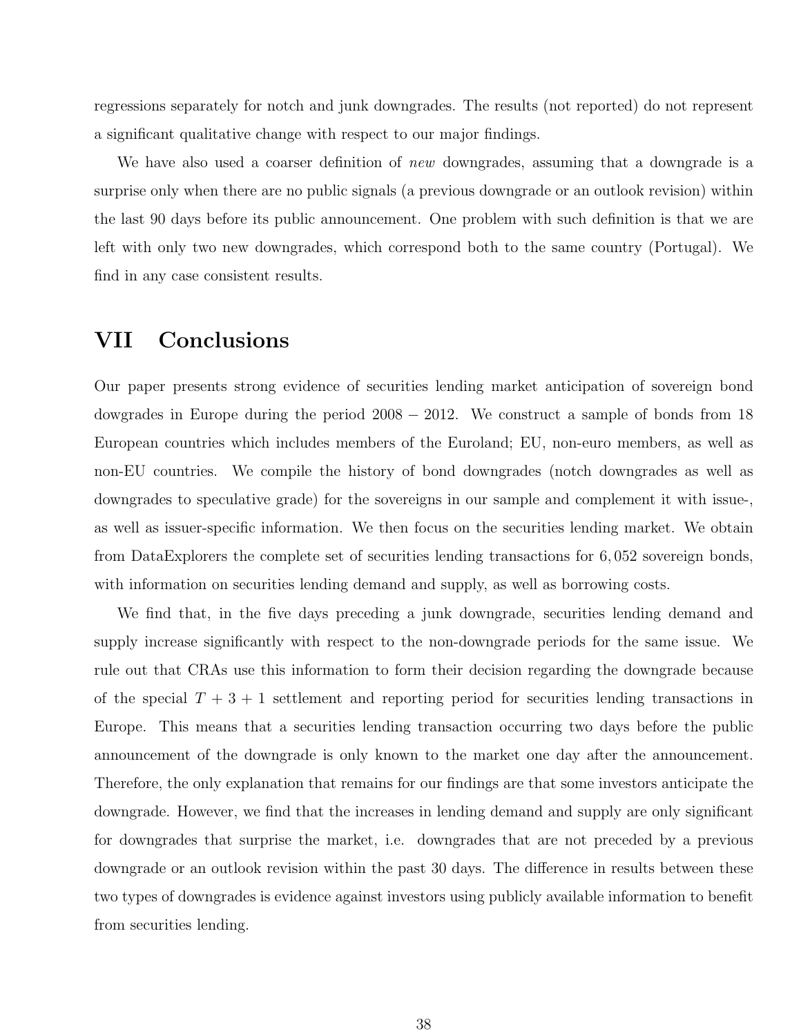regressions separately for notch and junk downgrades. The results (not reported) do not represent a significant qualitative change with respect to our major findings.

We have also used a coarser definition of *new* downgrades, assuming that a downgrade is a surprise only when there are no public signals (a previous downgrade or an outlook revision) within the last 90 days before its public announcement. One problem with such definition is that we are left with only two new downgrades, which correspond both to the same country (Portugal). We find in any case consistent results.

# VII Conclusions

Our paper presents strong evidence of securities lending market anticipation of sovereign bond dowgrades in Europe during the period $2008-2012$. We construct a sample of bonds from 18 European countries which includes members of the Euroland; EU, non-euro members, as well as non-EU countries. We compile the history of bond downgrades (notch downgrades as well as downgrades to speculative grade) for the sovereigns in our sample and complement it with issue-, as well as issuer-specific information. We then focus on the securities lending market. We obtain from DataExplorers the complete set of securities lending transactions for $6,052$ sovereign bonds, with information on securities lending demand and supply, as well as borrowing costs.

We find that, in the five days preceding a junk downgrade, securities lending demand and supply increase significantly with respect to the non-downgrade periods for the same issue. We rule out that CRAs use this information to form their decision regarding the downgrade because of the special $T + 3 + 1$ settlement and reporting period for securities lending transactions in Europe. This means that a securities lending transaction occurring two days before the public announcement of the downgrade is only known to the market one day after the announcement. Therefore, the only explanation that remains for our findings are that some investors anticipate the downgrade. However, we find that the increases in lending demand and supply are only significant for downgrades that surprise the market, i.e. downgrades that are not preceded by a previous downgrade or an outlook revision within the past 30 days. The difference in results between these two types of downgrades is evidence against investors using publicly available information to benefit from securities lending.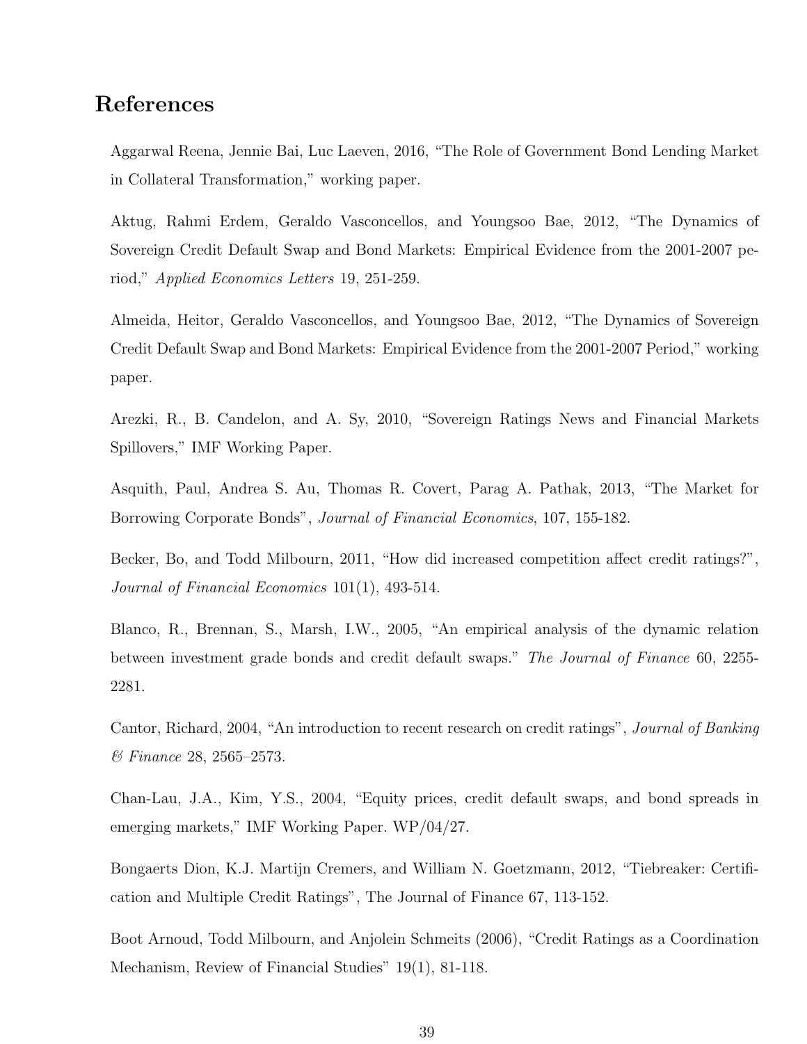# References

Aggarwal Reena, Jennie Bai, Luc Laeven, 2016, "The Role of Government Bond Lending Market in Collateral Transformation," working paper.

Aktug, Rahmi Erdem, Geraldo Vasconcellos, and Youngsoo Bae, 2012, "The Dynamics of Sovereign Credit Default Swap and Bond Markets: Empirical Evidence from the 2001-2007 period," *Applied Economics Letters* 19, 251-259.

Almeida, Heitor, Geraldo Vasconcellos, and Youngsoo Bae, 2012, "The Dynamics of Sovereign Credit Default Swap and Bond Markets: Empirical Evidence from the 2001-2007 Period," working paper.

Arezki, R., B. Candelon, and A. Sy, 2010, "Sovereign Ratings News and Financial Markets Spillovers," IMF Working Paper.

Asquith, Paul, Andrea S. Au, Thomas R. Covert, Parag A. Pathak, 2013, "The Market for Borrowing Corporate Bonds", *Journal of Financial Economics*, 107, 155-182.

Becker, Bo, and Todd Milbourn, 2011, "How did increased competition affect credit ratings?", *Journal of Financial Economics* 101(1), 493-514.

Blanco, R., Brennan, S., Marsh, I.W., 2005, "An empirical analysis of the dynamic relation between investment grade bonds and credit default swaps." *The Journal of Finance* 60, 2255-2281.

Cantor, Richard, 2004, "An introduction to recent research on credit ratings", *Journal of Banking & Finance* 28, 2565–2573.

Chan-Lau, J.A., Kim, Y.S., 2004, "Equity prices, credit default swaps, and bond spreads in emerging markets," IMF Working Paper. WP/04/27.

Bongaerts Dion, K.J. Martijn Cremers, and William N. Goetzmann, 2012, "Tiebreaker: Certification and Multiple Credit Ratings", The Journal of Finance 67, 113-152.

Boot Arnoud, Todd Milbourn, and Anjolein Schmeits (2006), "Credit Ratings as a Coordination Mechanism, Review of Financial Studies" 19(1), 81-118.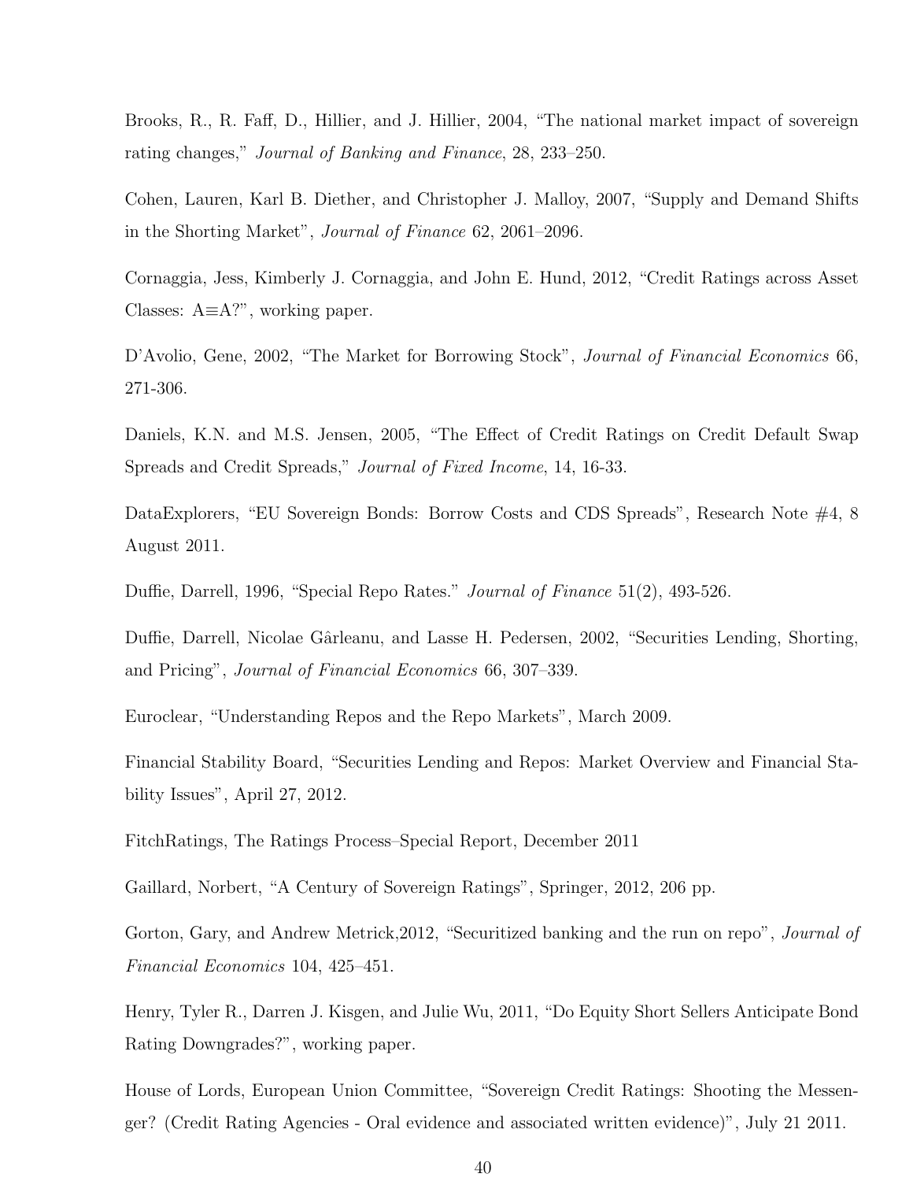Brooks, R., R. Faff, D., Hillier, and J. Hillier, 2004, "The national market impact of sovereign rating changes," *Journal of Banking and Finance*, 28, 233–250.

Cohen, Lauren, Karl B. Diether, and Christopher J. Malloy, 2007, "Supply and Demand Shifts in the Shorting Market", *Journal of Finance* 62, 2061–2096.

Cornaggia, Jess, Kimberly J. Cornaggia, and John E. Hund, 2012, "Credit Ratings across Asset Classes: A≡A?", working paper.

D'Avolio, Gene, 2002, "The Market for Borrowing Stock", *Journal of Financial Economics* 66, 271-306.

Daniels, K.N. and M.S. Jensen, 2005, "The Effect of Credit Ratings on Credit Default Swap Spreads and Credit Spreads," *Journal of Fixed Income*, 14, 16-33.

DataExplorers, "EU Sovereign Bonds: Borrow Costs and CDS Spreads", Research Note #4, 8 August 2011.

Duffie, Darrell, 1996, "Special Repo Rates." *Journal of Finance* 51(2), 493-526.

Duffie, Darrell, Nicolae Gârleanu, and Lasse H. Pedersen, 2002, "Securities Lending, Shorting, and Pricing", *Journal of Financial Economics* 66, 307–339.

Euroclear, "Understanding Repos and the Repo Markets", March 2009.

Financial Stability Board, "Securities Lending and Repos: Market Overview and Financial Stability Issues", April 27, 2012.

FitchRatings, The Ratings Process–Special Report, December 2011

Gaillard, Norbert, "A Century of Sovereign Ratings", Springer, 2012, 206 pp.

Gorton, Gary, and Andrew Metrick,2012, "Securitized banking and the run on repo", *Journal of Financial Economics* 104, 425–451.

Henry, Tyler R., Darren J. Kisgen, and Julie Wu, 2011, "Do Equity Short Sellers Anticipate Bond Rating Downgrades?", working paper.

House of Lords, European Union Committee, "Sovereign Credit Ratings: Shooting the Messenger? (Credit Rating Agencies - Oral evidence and associated written evidence)", July 21 2011.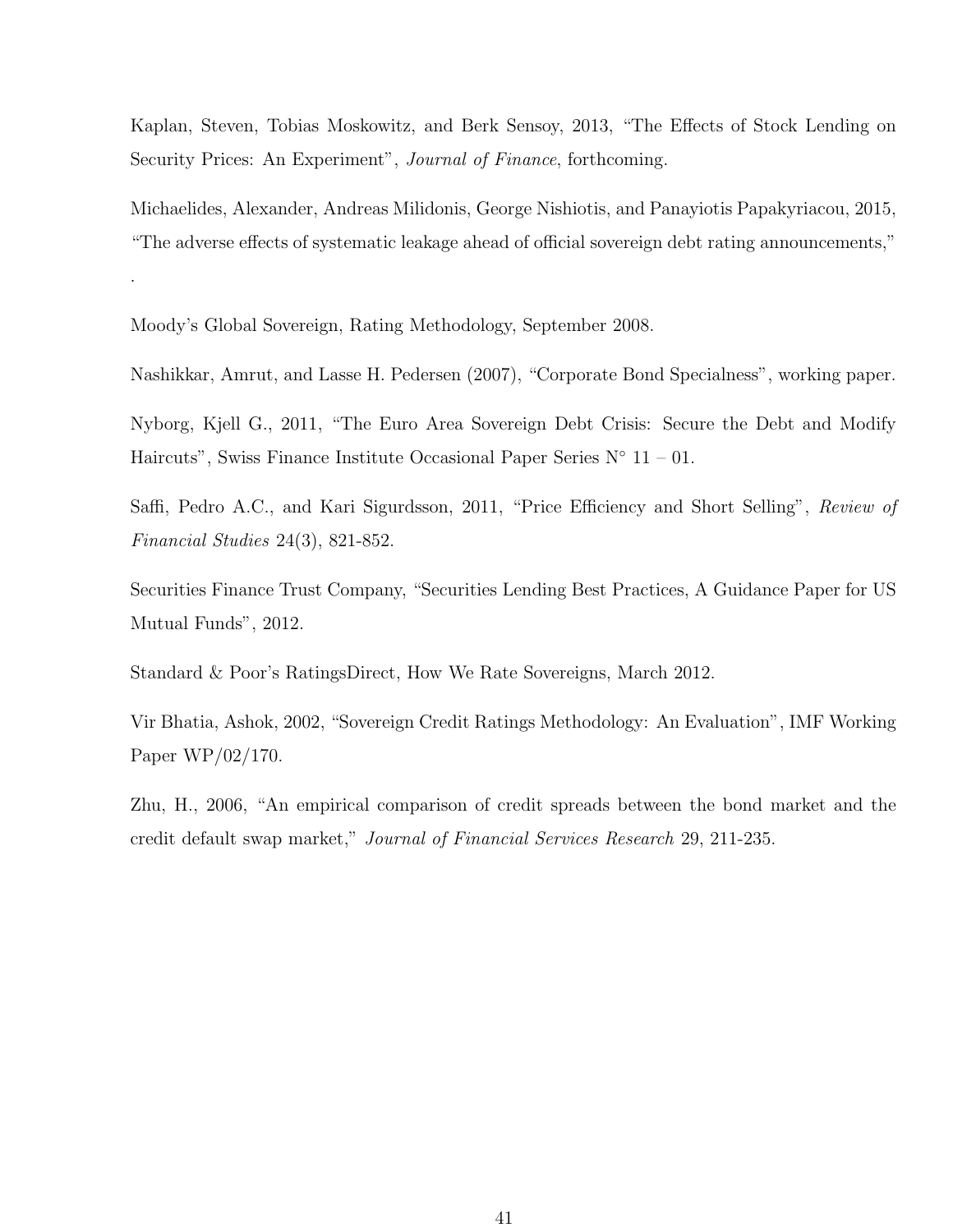Kaplan, Steven, Tobias Moskowitz, and Berk Sensoy, 2013, "The Effects of Stock Lending on Security Prices: An Experiment", *Journal of Finance*, forthcoming.

Michaelides, Alexander, Andreas Milidonis, George Nishiotis, and Panayiotis Papakyriacou, 2015, "The adverse effects of systematic leakage ahead of official sovereign debt rating announcements," .

Moody's Global Sovereign, Rating Methodology, September 2008.

Nashikkar, Amrut, and Lasse H. Pedersen (2007), "Corporate Bond Specialness", working paper.

Nyborg, Kjell G., 2011, "The Euro Area Sovereign Debt Crisis: Secure the Debt and Modify Haircuts", Swiss Finance Institute Occasional Paper Series N° 11 – 01.

Saffi, Pedro A.C., and Kari Sigurdsson, 2011, "Price Efficiency and Short Selling", *Review of Financial Studies* 24(3), 821-852.

Securities Finance Trust Company, "Securities Lending Best Practices, A Guidance Paper for US Mutual Funds", 2012.

Standard & Poor's RatingsDirect, How We Rate Sovereigns, March 2012.

Vir Bhatia, Ashok, 2002, "Sovereign Credit Ratings Methodology: An Evaluation", IMF Working Paper WP/02/170.

Zhu, H., 2006, "An empirical comparison of credit spreads between the bond market and the credit default swap market," *Journal of Financial Services Research* 29, 211-235.